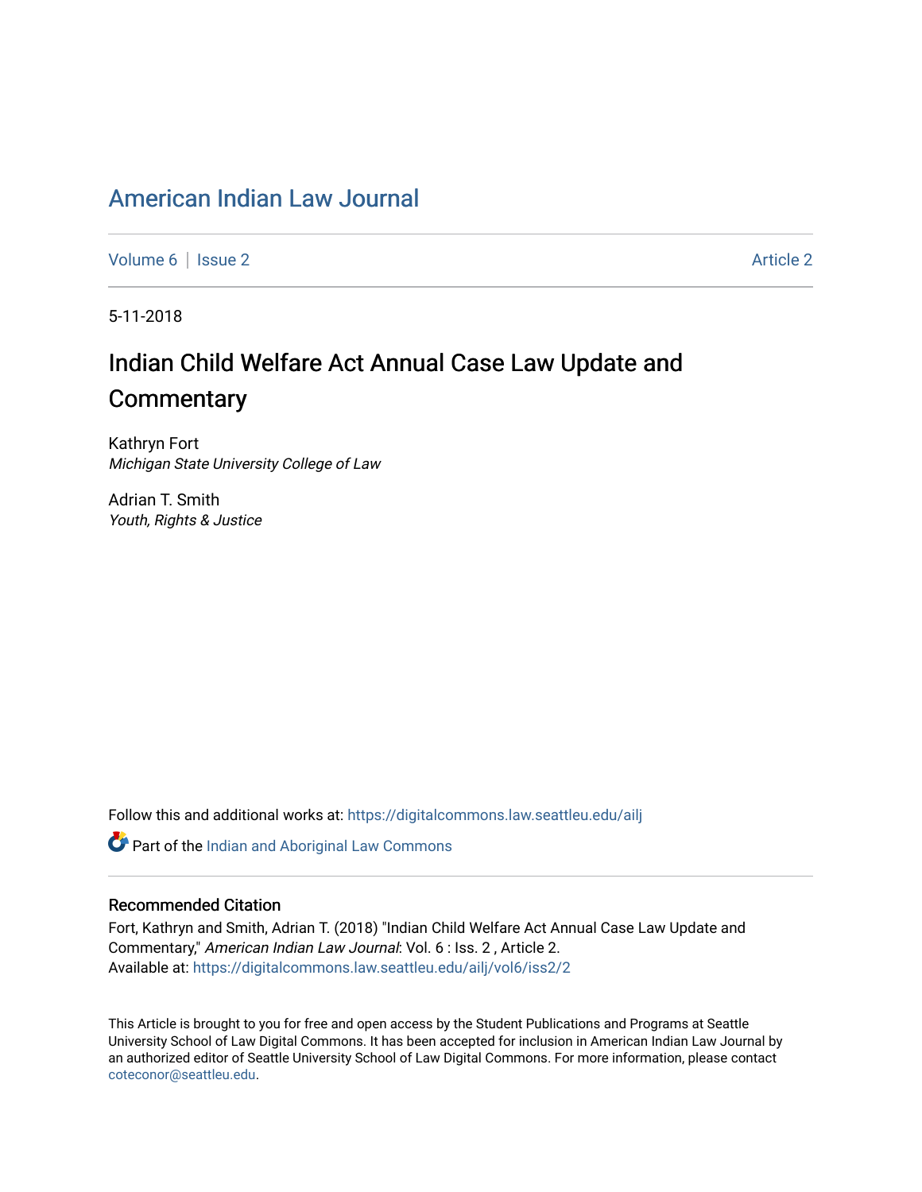# American Indian Law Journal

Volume 6 | Issue 2 Article 2

5-11-2018

## Indian Child Welfare Act Annual Case Law Update and Commentary

Kathryn Fort
*Michigan State University College of Law*

Adrian T. Smith
*Youth, Rights & Justice*

Follow this and additional works at: https://digitalcommons.law.seattleu.edu/ailj

Part of the Indian and Aboriginal Law Commons

### Recommended Citation

Fort, Kathryn and Smith, Adrian T. (2018) "Indian Child Welfare Act Annual Case Law Update and Commentary," *American Indian Law Journal*: Vol. 6 : Iss. 2 , Article 2.
Available at: https://digitalcommons.law.seattleu.edu/ailj/vol6/iss2/2

This Article is brought to you for free and open access by the Student Publications and Programs at Seattle University School of Law Digital Commons. It has been accepted for inclusion in American Indian Law Journal by an authorized editor of Seattle University School of Law Digital Commons. For more information, please contact coteconor@seattleu.edu.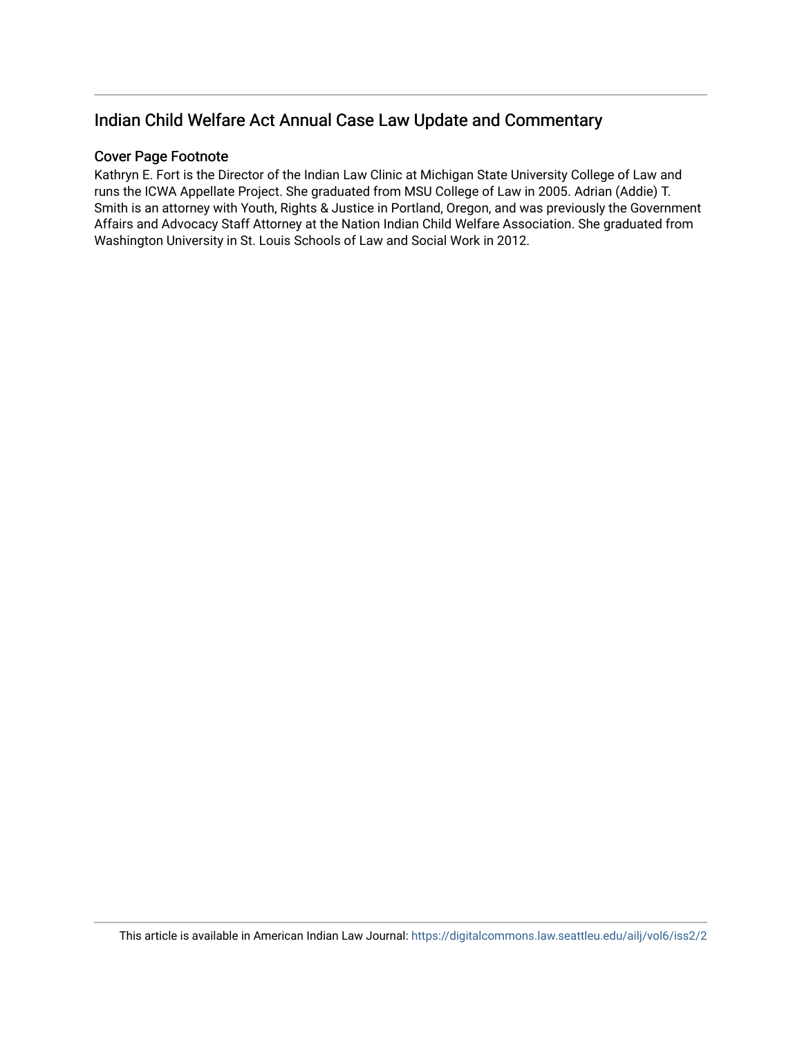## Indian Child Welfare Act Annual Case Law Update and Commentary

### Cover Page Footnote

Kathryn E. Fort is the Director of the Indian Law Clinic at Michigan State University College of Law and runs the ICWA Appellate Project. She graduated from MSU College of Law in 2005. Adrian (Addie) T. Smith is an attorney with Youth, Rights & Justice in Portland, Oregon, and was previously the Government Affairs and Advocacy Staff Attorney at the Nation Indian Child Welfare Association. She graduated from Washington University in St. Louis Schools of Law and Social Work in 2012.

This article is available in American Indian Law Journal: https://digitalcommons.law.seattleu.edu/ailj/vol6/iss2/2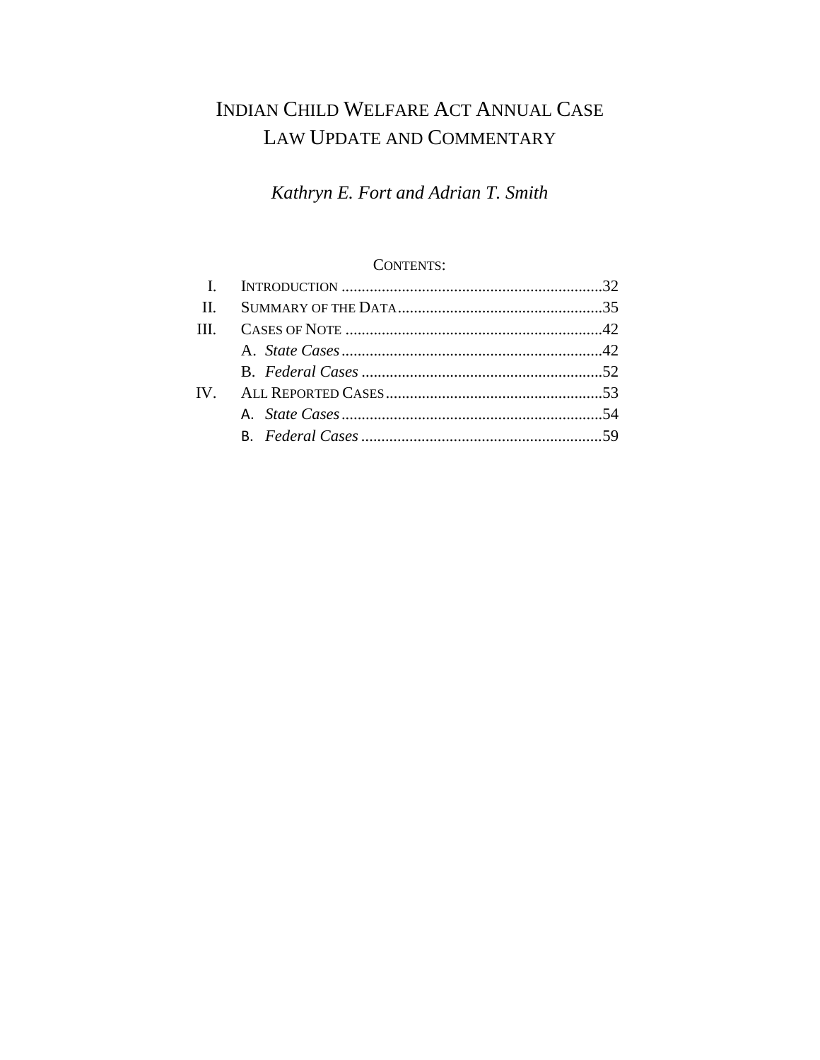# INDIAN CHILD WELFARE ACT ANNUAL CASE LAW UPDATE AND COMMENTARY

*Kathryn E. Fort and Adrian T. Smith*

CONTENTS:

I. INTRODUCTION ................................................................32

II. SUMMARY OF THE DATA ..................................................35

III. CASES OF NOTE ...............................................................42

   A. *State Cases* ..................................................................42

   B. *Federal Cases* ..............................................................52

IV. ALL REPORTED CASES .....................................................53

   A. *State Cases* ..................................................................54

   B. *Federal Cases* ..............................................................59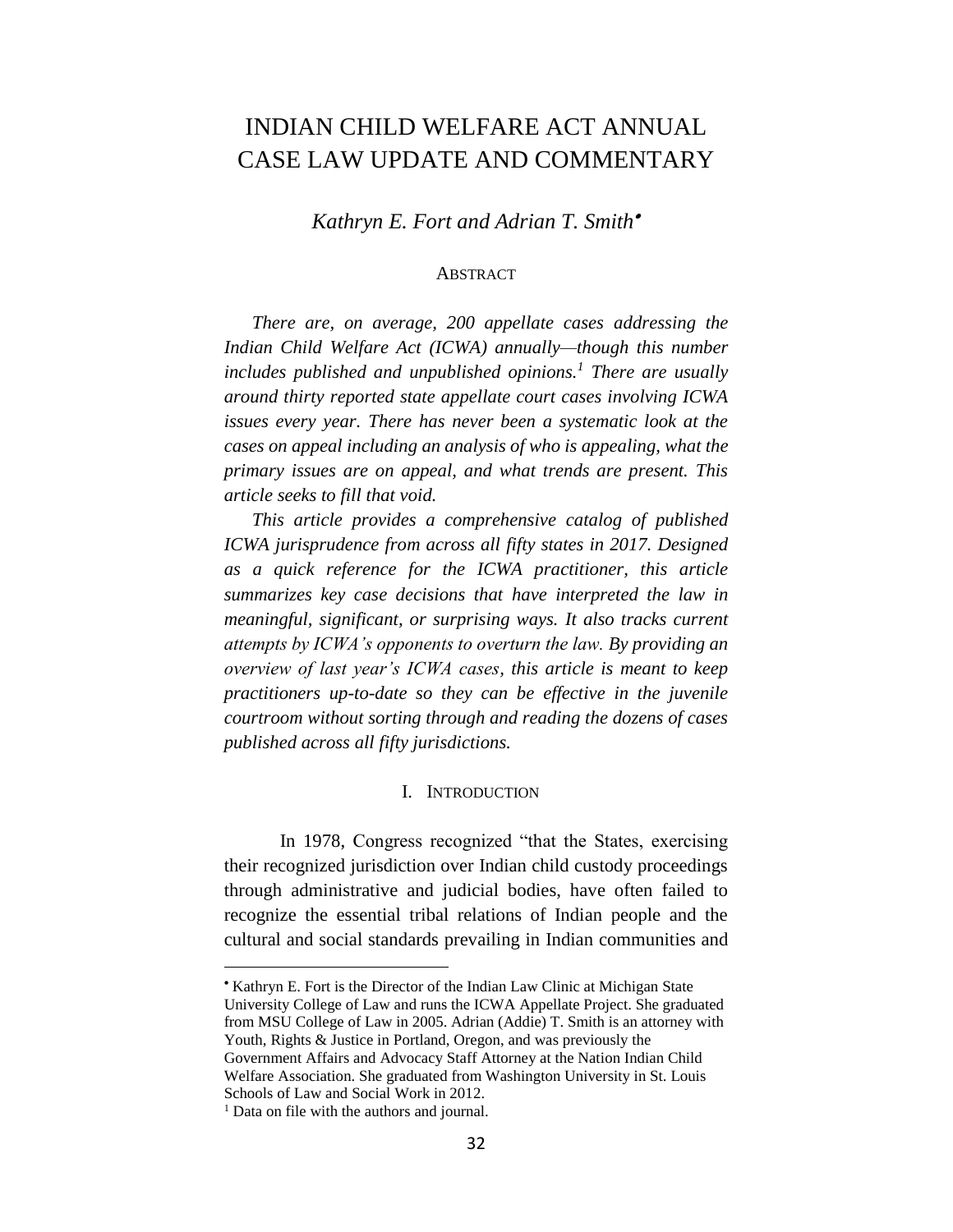# INDIAN CHILD WELFARE ACT ANNUAL CASE LAW UPDATE AND COMMENTARY

*Kathryn E. Fort and Adrian T. Smith*[•]

ABSTRACT

*There are, on average, 200 appellate cases addressing the Indian Child Welfare Act (ICWA) annually—though this number includes published and unpublished opinions.*[1] *There are usually around thirty reported state appellate court cases involving ICWA issues every year. There has never been a systematic look at the cases on appeal including an analysis of who is appealing, what the primary issues are on appeal, and what trends are present. This article seeks to fill that void.*

*This article provides a comprehensive catalog of published ICWA jurisprudence from across all fifty states in 2017. Designed as a quick reference for the ICWA practitioner, this article summarizes key case decisions that have interpreted the law in meaningful, significant, or surprising ways. It also tracks current attempts by ICWA's opponents to overturn the law. By providing an overview of last year's ICWA cases, this article is meant to keep practitioners up-to-date so they can be effective in the juvenile courtroom without sorting through and reading the dozens of cases published across all fifty jurisdictions.*

## I. INTRODUCTION

In 1978, Congress recognized "that the States, exercising their recognized jurisdiction over Indian child custody proceedings through administrative and judicial bodies, have often failed to recognize the essential tribal relations of Indian people and the cultural and social standards prevailing in Indian communities and

---

[•] Kathryn E. Fort is the Director of the Indian Law Clinic at Michigan State University College of Law and runs the ICWA Appellate Project. She graduated from MSU College of Law in 2005. Adrian (Addie) T. Smith is an attorney with Youth, Rights & Justice in Portland, Oregon, and was previously the Government Affairs and Advocacy Staff Attorney at the Nation Indian Child Welfare Association. She graduated from Washington University in St. Louis Schools of Law and Social Work in 2012.

[1] Data on file with the authors and journal.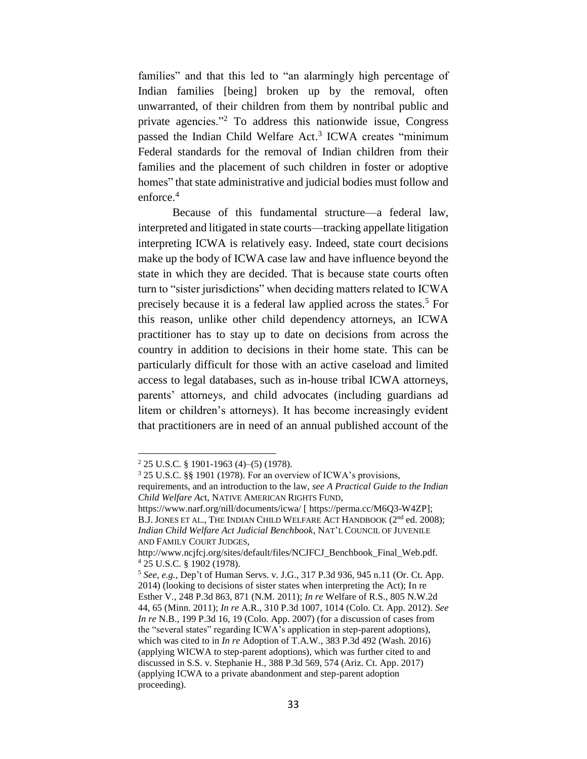families" and that this led to "an alarmingly high percentage of Indian families [being] broken up by the removal, often unwarranted, of their children from them by nontribal public and private agencies."[2] To address this nationwide issue, Congress passed the Indian Child Welfare Act.[3] ICWA creates "minimum Federal standards for the removal of Indian children from their families and the placement of such children in foster or adoptive homes" that state administrative and judicial bodies must follow and enforce.[4]

Because of this fundamental structure—a federal law, interpreted and litigated in state courts—tracking appellate litigation interpreting ICWA is relatively easy. Indeed, state court decisions make up the body of ICWA case law and have influence beyond the state in which they are decided. That is because state courts often turn to "sister jurisdictions" when deciding matters related to ICWA precisely because it is a federal law applied across the states.[5] For this reason, unlike other child dependency attorneys, an ICWA practitioner has to stay up to date on decisions from across the country in addition to decisions in their home state. This can be particularly difficult for those with an active caseload and limited access to legal databases, such as in-house tribal ICWA attorneys, parents' attorneys, and child advocates (including guardians ad litem or children's attorneys). It has become increasingly evident that practitioners are in need of an annual published account of the

---

[2] 25 U.S.C. § 1901-1963 (4)–(5) (1978).

[3] 25 U.S.C. §§ 1901 (1978). For an overview of ICWA's provisions, requirements, and an introduction to the law, *see A Practical Guide to the Indian Child Welfare Act*, NATIVE AMERICAN RIGHTS FUND, https://www.narf.org/nill/documents/icwa/ [ https://perma.cc/M6Q3-W4ZP]; B.J. JONES ET AL., THE INDIAN CHILD WELFARE ACT HANDBOOK (2nd ed. 2008); *Indian Child Welfare Act Judicial Benchbook*, NAT'L COUNCIL OF JUVENILE AND FAMILY COURT JUDGES, http://www.ncjfcj.org/sites/default/files/NCJFCJ_Benchbook_Final_Web.pdf.

[4] 25 U.S.C. § 1902 (1978).

[5] *See, e.g.*, Dep't of Human Servs. v. J.G., 317 P.3d 936, 945 n.11 (Or. Ct. App. 2014) (looking to decisions of sister states when interpreting the Act); In re Esther V., 248 P.3d 863, 871 (N.M. 2011); *In re* Welfare of R.S., 805 N.W.2d 44, 65 (Minn. 2011); *In re* A.R., 310 P.3d 1007, 1014 (Colo. Ct. App. 2012). *See In re* N.B., 199 P.3d 16, 19 (Colo. App. 2007) (for a discussion of cases from the "several states" regarding ICWA's application in step-parent adoptions), which was cited to in *In re* Adoption of T.A.W., 383 P.3d 492 (Wash. 2016) (applying WICWA to step-parent adoptions), which was further cited to and discussed in S.S. v. Stephanie H., 388 P.3d 569, 574 (Ariz. Ct. App. 2017) (applying ICWA to a private abandonment and step-parent adoption proceeding).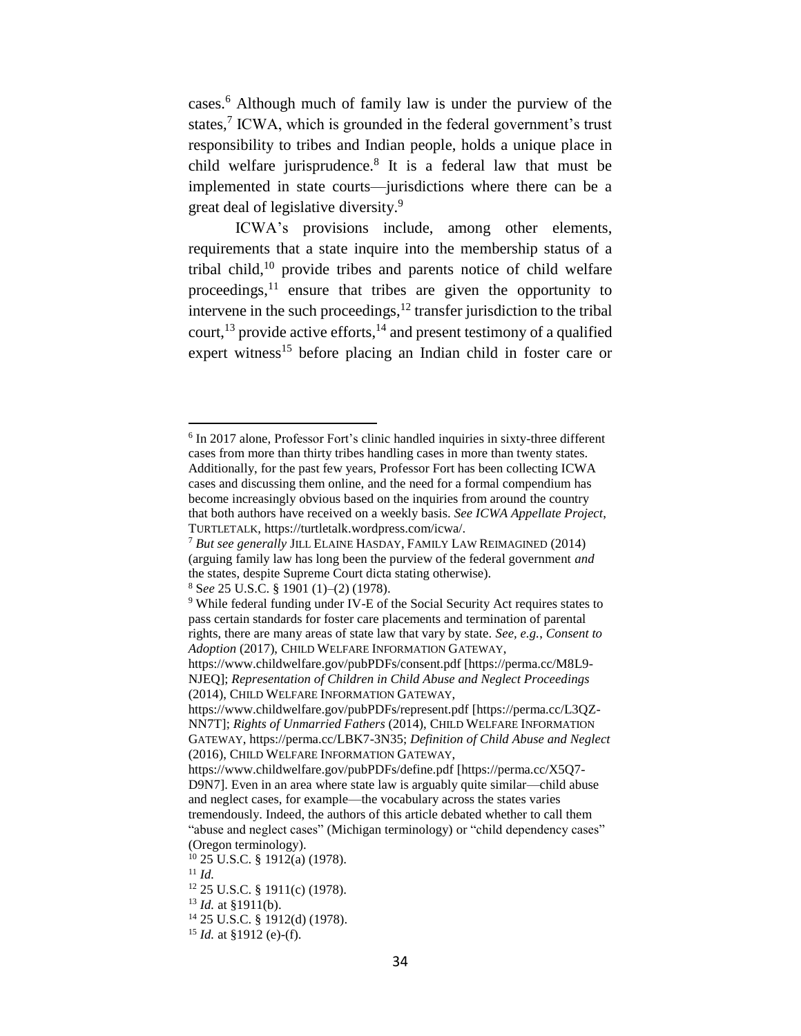cases.[6] Although much of family law is under the purview of the states,[7] ICWA, which is grounded in the federal government's trust responsibility to tribes and Indian people, holds a unique place in child welfare jurisprudence.[8] It is a federal law that must be implemented in state courts—jurisdictions where there can be a great deal of legislative diversity.[9]

ICWA's provisions include, among other elements, requirements that a state inquire into the membership status of a tribal child,[10] provide tribes and parents notice of child welfare proceedings,[11] ensure that tribes are given the opportunity to intervene in the such proceedings,[12] transfer jurisdiction to the tribal court,[13] provide active efforts,[14] and present testimony of a qualified expert witness[15] before placing an Indian child in foster care or

---

[6] In 2017 alone, Professor Fort's clinic handled inquiries in sixty-three different cases from more than thirty tribes handling cases in more than twenty states. Additionally, for the past few years, Professor Fort has been collecting ICWA cases and discussing them online, and the need for a formal compendium has become increasingly obvious based on the inquiries from around the country that both authors have received on a weekly basis. *See ICWA Appellate Project*, TURTLETALK, https://turtletalk.wordpress.com/icwa/.

[7] *But see generally* JILL ELAINE HASDAY, FAMILY LAW REIMAGINED (2014) (arguing family law has long been the purview of the federal government *and* the states, despite Supreme Court dicta stating otherwise).

[8] S*ee* 25 U.S.C. § 1901 (1)–(2) (1978).

[9] While federal funding under IV-E of the Social Security Act requires states to pass certain standards for foster care placements and termination of parental rights, there are many areas of state law that vary by state. *See, e.g.*, *Consent to Adoption* (2017), CHILD WELFARE INFORMATION GATEWAY, https://www.childwelfare.gov/pubPDFs/consent.pdf [https://perma.cc/M8L9-NJEQ]; *Representation of Children in Child Abuse and Neglect Proceedings* (2014), CHILD WELFARE INFORMATION GATEWAY, https://www.childwelfare.gov/pubPDFs/represent.pdf [https://perma.cc/L3QZ-NN7T]; *Rights of Unmarried Fathers* (2014), CHILD WELFARE INFORMATION GATEWAY, https://perma.cc/LBK7-3N35; *Definition of Child Abuse and Neglect* (2016), CHILD WELFARE INFORMATION GATEWAY, https://www.childwelfare.gov/pubPDFs/define.pdf [https://perma.cc/X5Q7-D9N7]. Even in an area where state law is arguably quite similar—child abuse and neglect cases, for example—the vocabulary across the states varies tremendously. Indeed, the authors of this article debated whether to call them "abuse and neglect cases" (Michigan terminology) or "child dependency cases" (Oregon terminology).

[10] 25 U.S.C. § 1912(a) (1978).

[11] *Id.*

[12] 25 U.S.C. § 1911(c) (1978).

[13] *Id.* at §1911(b).

[14] 25 U.S.C. § 1912(d) (1978).

[15] *Id.* at §1912 (e)-(f).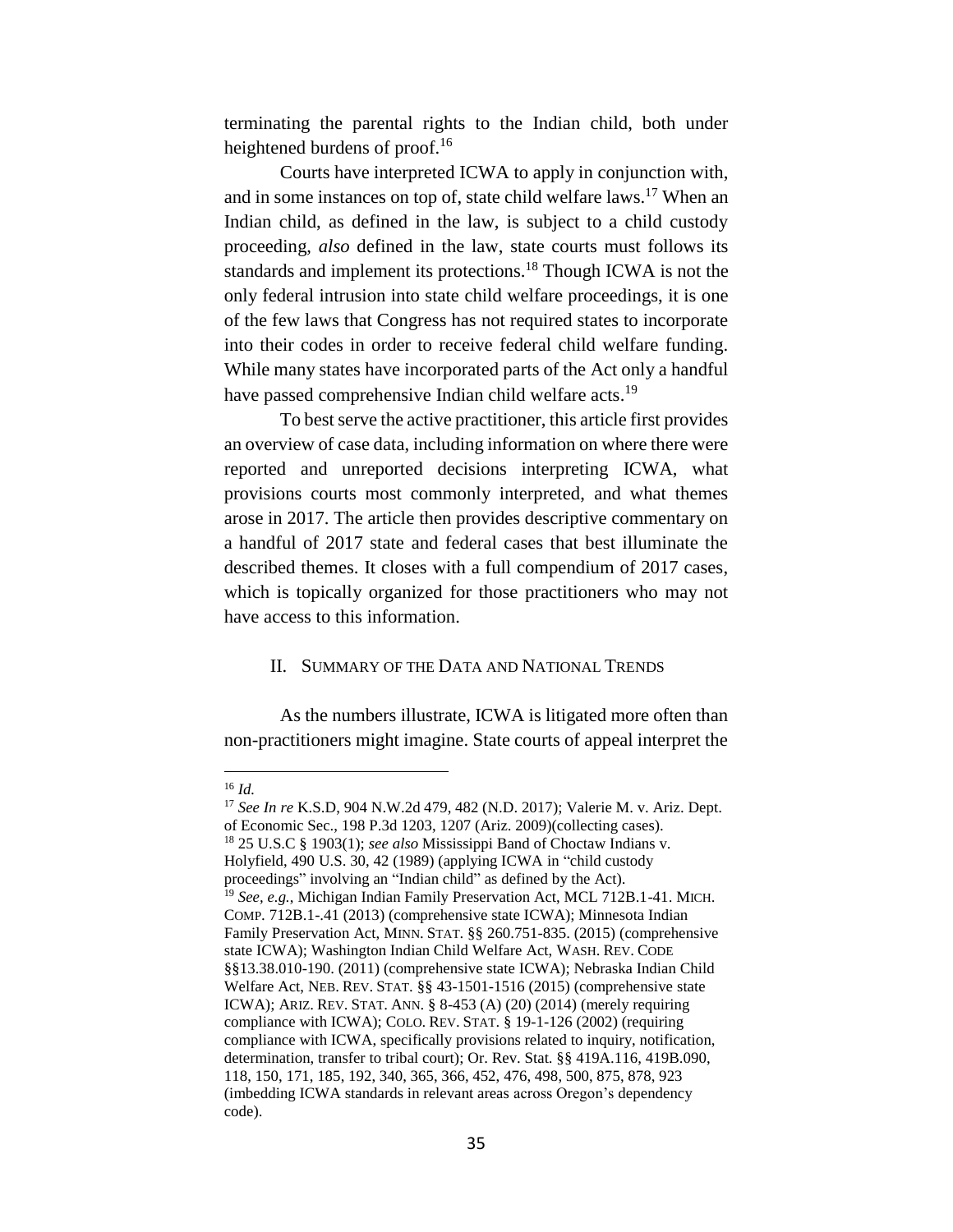terminating the parental rights to the Indian child, both under heightened burdens of proof.[16]

Courts have interpreted ICWA to apply in conjunction with, and in some instances on top of, state child welfare laws.[17] When an Indian child, as defined in the law, is subject to a child custody proceeding, *also* defined in the law, state courts must follows its standards and implement its protections.[18] Though ICWA is not the only federal intrusion into state child welfare proceedings, it is one of the few laws that Congress has not required states to incorporate into their codes in order to receive federal child welfare funding. While many states have incorporated parts of the Act only a handful have passed comprehensive Indian child welfare acts.[19]

To best serve the active practitioner, this article first provides an overview of case data, including information on where there were reported and unreported decisions interpreting ICWA, what provisions courts most commonly interpreted, and what themes arose in 2017. The article then provides descriptive commentary on a handful of 2017 state and federal cases that best illuminate the described themes. It closes with a full compendium of 2017 cases, which is topically organized for those practitioners who may not have access to this information.

## II. Summary of the Data and National Trends

As the numbers illustrate, ICWA is litigated more often than non-practitioners might imagine. State courts of appeal interpret the

---

[16] *Id.*

[17] *See In re* K.S.D, 904 N.W.2d 479, 482 (N.D. 2017); Valerie M. v. Ariz. Dept. of Economic Sec., 198 P.3d 1203, 1207 (Ariz. 2009)(collecting cases).

[18] 25 U.S.C § 1903(1); *see also* Mississippi Band of Choctaw Indians v. Holyfield, 490 U.S. 30, 42 (1989) (applying ICWA in "child custody proceedings" involving an "Indian child" as defined by the Act).

[19] *See, e.g.*, Michigan Indian Family Preservation Act, MCL 712B.1-41. MICH. COMP. 712B.1-.41 (2013) (comprehensive state ICWA); Minnesota Indian Family Preservation Act, MINN. STAT. §§ 260.751-835. (2015) (comprehensive state ICWA); Washington Indian Child Welfare Act, WASH. REV. CODE §§13.38.010-190. (2011) (comprehensive state ICWA); Nebraska Indian Child Welfare Act, NEB. REV. STAT. §§ 43-1501-1516 (2015) (comprehensive state ICWA); ARIZ. REV. STAT. ANN. § 8-453 (A) (20) (2014) (merely requiring compliance with ICWA); COLO. REV. STAT. § 19-1-126 (2002) (requiring compliance with ICWA, specifically provisions related to inquiry, notification, determination, transfer to tribal court); Or. Rev. Stat. §§ 419A.116, 419B.090, 118, 150, 171, 185, 192, 340, 365, 366, 452, 476, 498, 500, 875, 878, 923 (imbedding ICWA standards in relevant areas across Oregon's dependency code).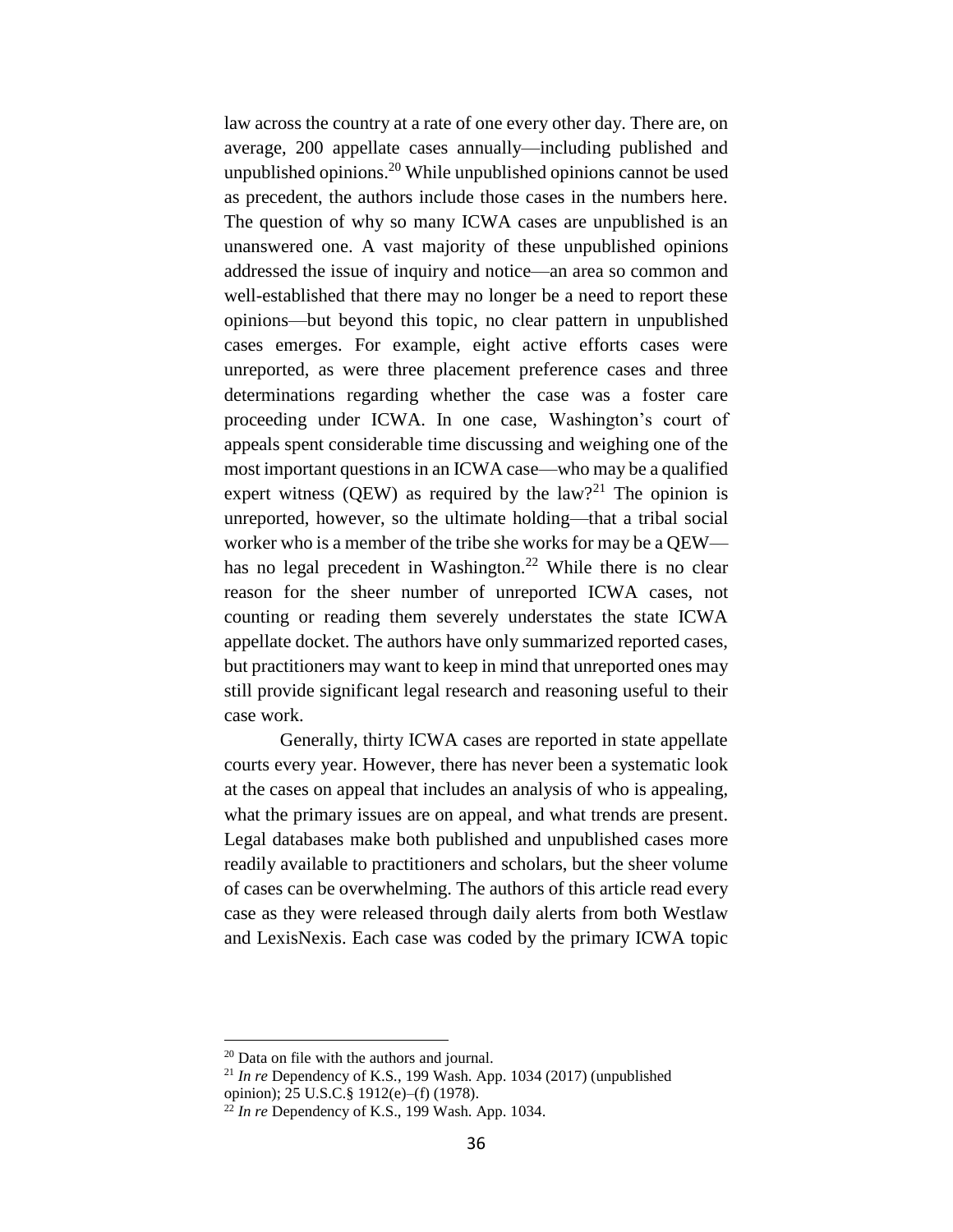law across the country at a rate of one every other day. There are, on average, 200 appellate cases annually—including published and unpublished opinions.[20] While unpublished opinions cannot be used as precedent, the authors include those cases in the numbers here. The question of why so many ICWA cases are unpublished is an unanswered one. A vast majority of these unpublished opinions addressed the issue of inquiry and notice—an area so common and well-established that there may no longer be a need to report these opinions—but beyond this topic, no clear pattern in unpublished cases emerges. For example, eight active efforts cases were unreported, as were three placement preference cases and three determinations regarding whether the case was a foster care proceeding under ICWA. In one case, Washington's court of appeals spent considerable time discussing and weighing one of the most important questions in an ICWA case—who may be a qualified expert witness (QEW) as required by the law?[21] The opinion is unreported, however, so the ultimate holding—that a tribal social worker who is a member of the tribe she works for may be a QEW—has no legal precedent in Washington.[22] While there is no clear reason for the sheer number of unreported ICWA cases, not counting or reading them severely understates the state ICWA appellate docket. The authors have only summarized reported cases, but practitioners may want to keep in mind that unreported ones may still provide significant legal research and reasoning useful to their case work.

Generally, thirty ICWA cases are reported in state appellate courts every year. However, there has never been a systematic look at the cases on appeal that includes an analysis of who is appealing, what the primary issues are on appeal, and what trends are present. Legal databases make both published and unpublished cases more readily available to practitioners and scholars, but the sheer volume of cases can be overwhelming. The authors of this article read every case as they were released through daily alerts from both Westlaw and LexisNexis. Each case was coded by the primary ICWA topic

---

[20] Data on file with the authors and journal.

[21] *In re* Dependency of K.S., 199 Wash. App. 1034 (2017) (unpublished opinion); 25 U.S.C.§ 1912(e)–(f) (1978).

[22] *In re* Dependency of K.S., 199 Wash. App. 1034.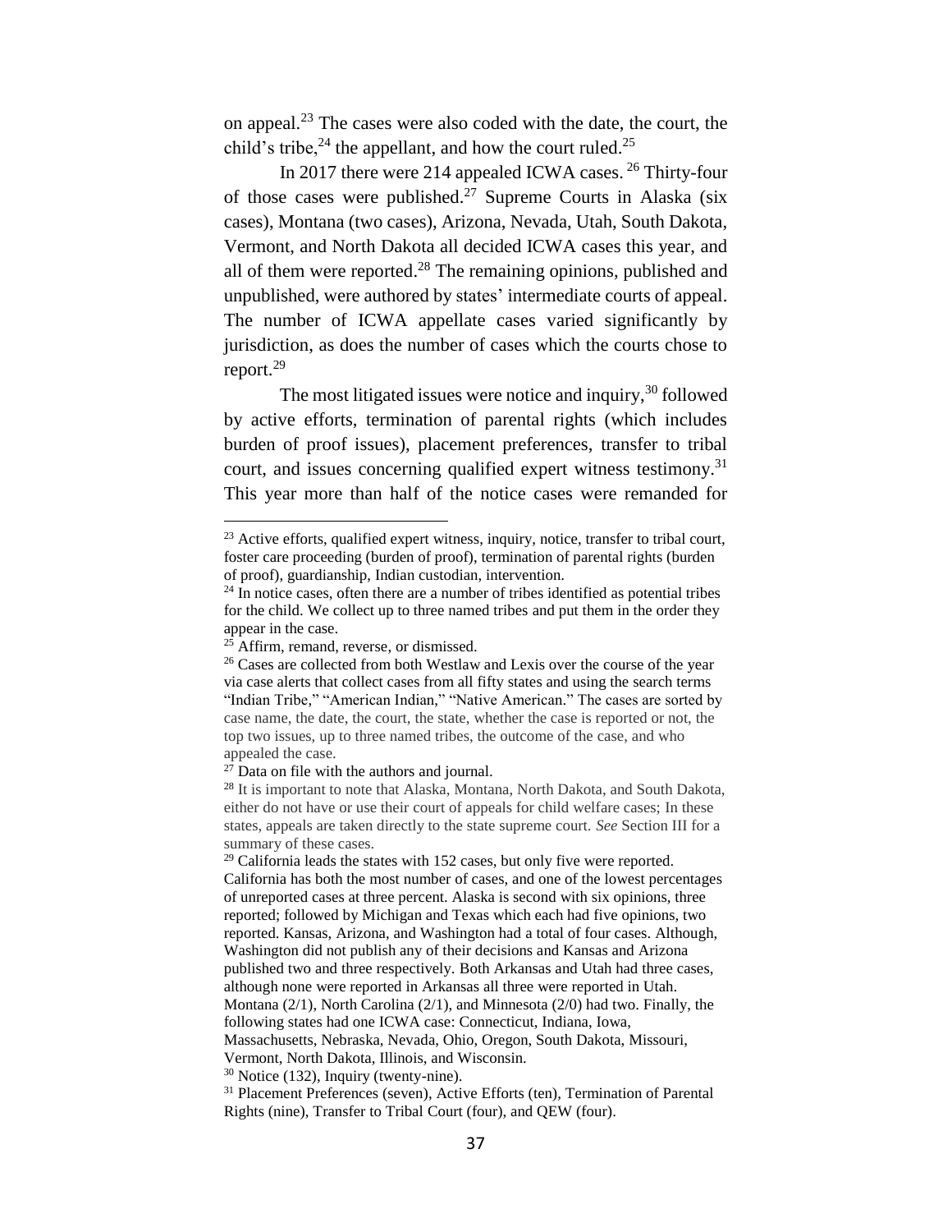on appeal.[23] The cases were also coded with the date, the court, the child's tribe,[24] the appellant, and how the court ruled.[25]

In 2017 there were 214 appealed ICWA cases. [26] Thirty-four of those cases were published.[27] Supreme Courts in Alaska (six cases), Montana (two cases), Arizona, Nevada, Utah, South Dakota, Vermont, and North Dakota all decided ICWA cases this year, and all of them were reported.[28] The remaining opinions, published and unpublished, were authored by states' intermediate courts of appeal. The number of ICWA appellate cases varied significantly by jurisdiction, as does the number of cases which the courts chose to report.[29]

The most litigated issues were notice and inquiry,[30] followed by active efforts, termination of parental rights (which includes burden of proof issues), placement preferences, transfer to tribal court, and issues concerning qualified expert witness testimony.[31] This year more than half of the notice cases were remanded for

---

[23] Active efforts, qualified expert witness, inquiry, notice, transfer to tribal court, foster care proceeding (burden of proof), termination of parental rights (burden of proof), guardianship, Indian custodian, intervention.

[24] In notice cases, often there are a number of tribes identified as potential tribes for the child. We collect up to three named tribes and put them in the order they appear in the case.

[25] Affirm, remand, reverse, or dismissed.

[26] Cases are collected from both Westlaw and Lexis over the course of the year via case alerts that collect cases from all fifty states and using the search terms "Indian Tribe," "American Indian," "Native American." The cases are sorted by case name, the date, the court, the state, whether the case is reported or not, the top two issues, up to three named tribes, the outcome of the case, and who appealed the case.

[27] Data on file with the authors and journal.

[28] It is important to note that Alaska, Montana, North Dakota, and South Dakota, either do not have or use their court of appeals for child welfare cases; In these states, appeals are taken directly to the state supreme court. *See* Section III for a summary of these cases.

[29] California leads the states with 152 cases, but only five were reported. California has both the most number of cases, and one of the lowest percentages of unreported cases at three percent. Alaska is second with six opinions, three reported; followed by Michigan and Texas which each had five opinions, two reported. Kansas, Arizona, and Washington had a total of four cases. Although, Washington did not publish any of their decisions and Kansas and Arizona published two and three respectively. Both Arkansas and Utah had three cases, although none were reported in Arkansas all three were reported in Utah. Montana (2/1), North Carolina (2/1), and Minnesota (2/0) had two. Finally, the following states had one ICWA case: Connecticut, Indiana, Iowa, Massachusetts, Nebraska, Nevada, Ohio, Oregon, South Dakota, Missouri, Vermont, North Dakota, Illinois, and Wisconsin.

[30] Notice (132), Inquiry (twenty-nine).

[31] Placement Preferences (seven), Active Efforts (ten), Termination of Parental Rights (nine), Transfer to Tribal Court (four), and QEW (four).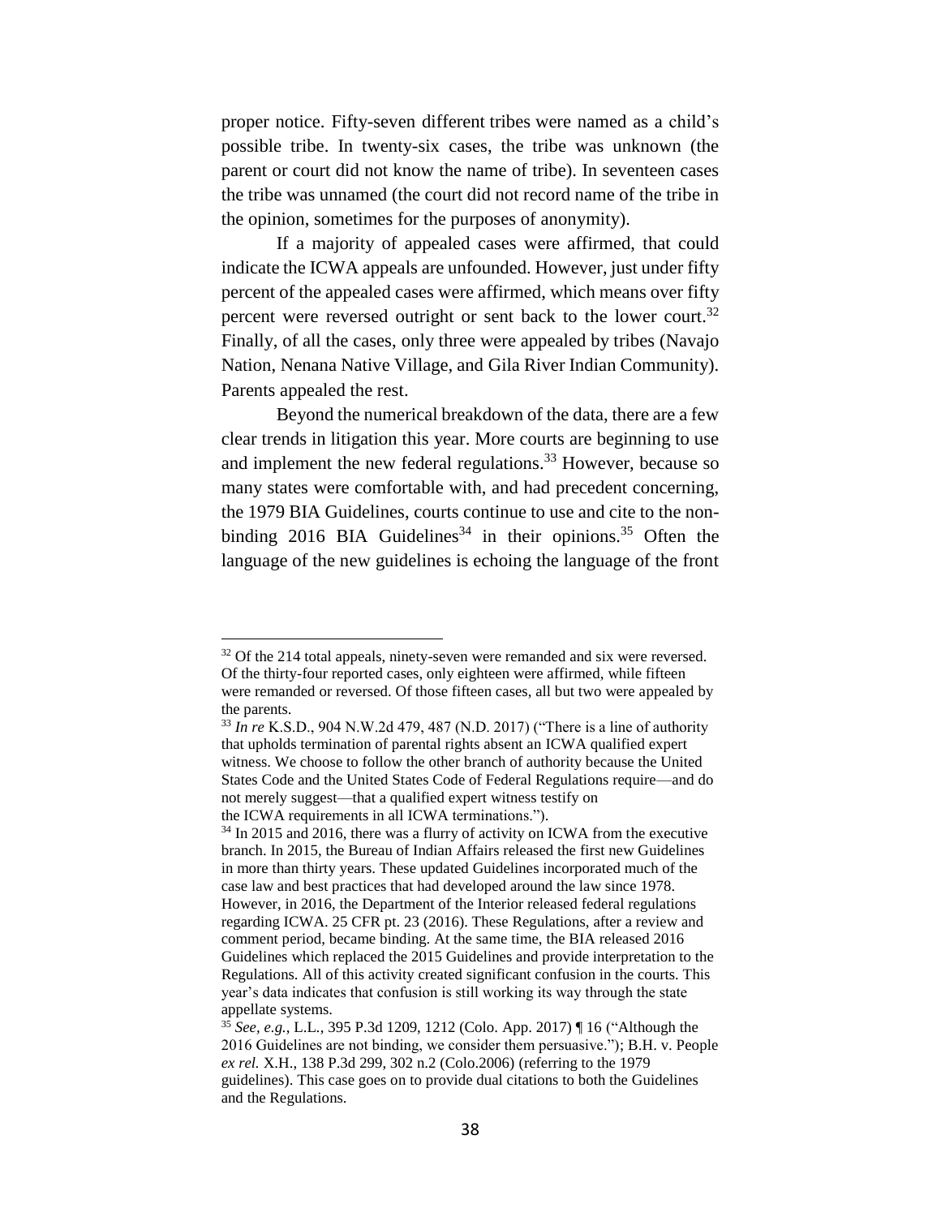proper notice. Fifty-seven different tribes were named as a child's possible tribe. In twenty-six cases, the tribe was unknown (the parent or court did not know the name of tribe). In seventeen cases the tribe was unnamed (the court did not record name of the tribe in the opinion, sometimes for the purposes of anonymity).

If a majority of appealed cases were affirmed, that could indicate the ICWA appeals are unfounded. However, just under fifty percent of the appealed cases were affirmed, which means over fifty percent were reversed outright or sent back to the lower court.[32] Finally, of all the cases, only three were appealed by tribes (Navajo Nation, Nenana Native Village, and Gila River Indian Community). Parents appealed the rest.

Beyond the numerical breakdown of the data, there are a few clear trends in litigation this year. More courts are beginning to use and implement the new federal regulations.[33] However, because so many states were comfortable with, and had precedent concerning, the 1979 BIA Guidelines, courts continue to use and cite to the non-binding 2016 BIA Guidelines[34] in their opinions.[35] Often the language of the new guidelines is echoing the language of the front

---

[32] Of the 214 total appeals, ninety-seven were remanded and six were reversed. Of the thirty-four reported cases, only eighteen were affirmed, while fifteen were remanded or reversed. Of those fifteen cases, all but two were appealed by the parents.

[33] *In re* K.S.D., 904 N.W.2d 479, 487 (N.D. 2017) ("There is a line of authority that upholds termination of parental rights absent an ICWA qualified expert witness. We choose to follow the other branch of authority because the United States Code and the United States Code of Federal Regulations require—and do not merely suggest—that a qualified expert witness testify on the ICWA requirements in all ICWA terminations.").

[34] In 2015 and 2016, there was a flurry of activity on ICWA from the executive branch. In 2015, the Bureau of Indian Affairs released the first new Guidelines in more than thirty years. These updated Guidelines incorporated much of the case law and best practices that had developed around the law since 1978. However, in 2016, the Department of the Interior released federal regulations regarding ICWA. 25 CFR pt. 23 (2016). These Regulations, after a review and comment period, became binding. At the same time, the BIA released 2016 Guidelines which replaced the 2015 Guidelines and provide interpretation to the Regulations. All of this activity created significant confusion in the courts. This year's data indicates that confusion is still working its way through the state appellate systems.

[35] *See, e.g.*, L.L., 395 P.3d 1209, 1212 (Colo. App. 2017) ¶ 16 ("Although the 2016 Guidelines are not binding, we consider them persuasive."); B.H. v. People *ex rel.* X.H., 138 P.3d 299, 302 n.2 (Colo.2006) (referring to the 1979 guidelines). This case goes on to provide dual citations to both the Guidelines and the Regulations.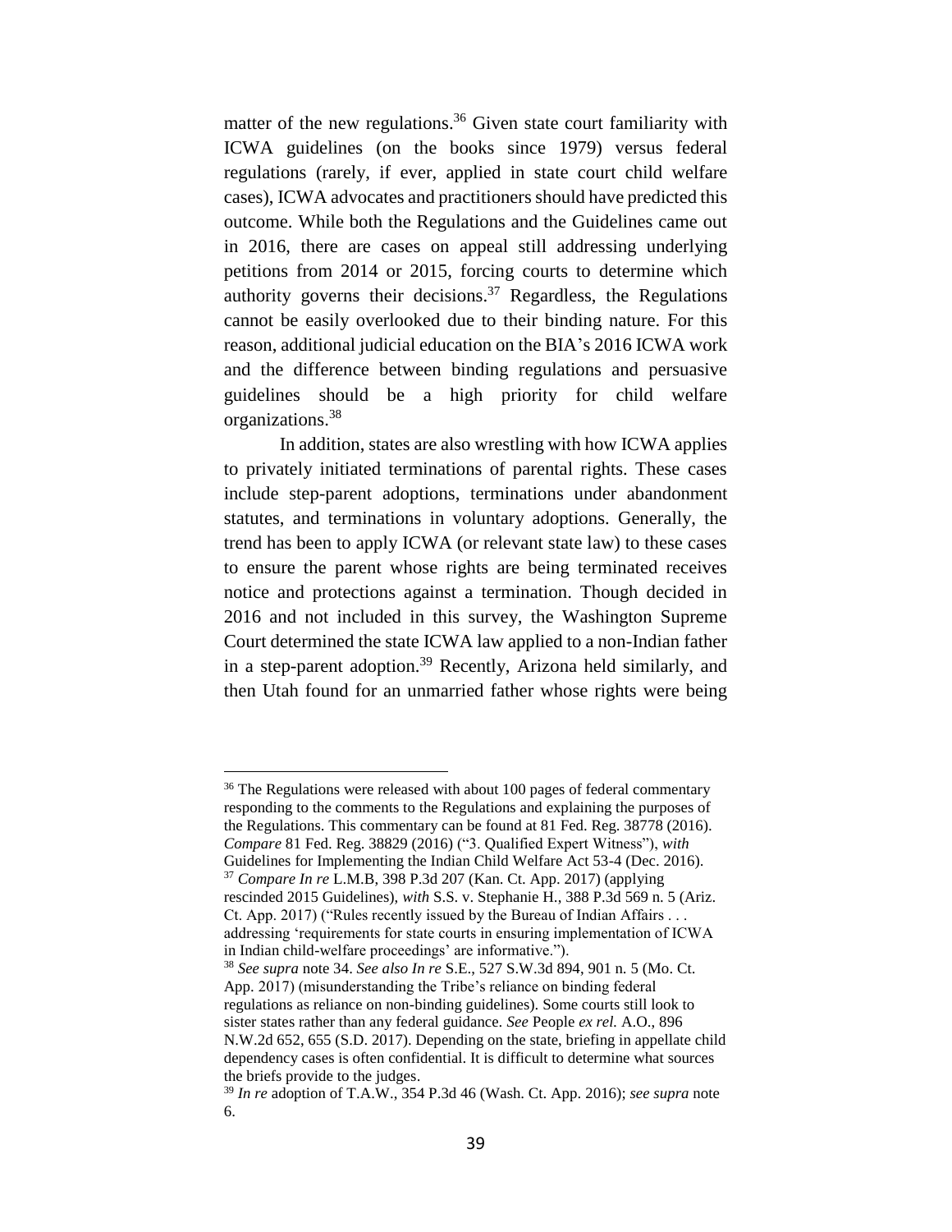matter of the new regulations.[36] Given state court familiarity with ICWA guidelines (on the books since 1979) versus federal regulations (rarely, if ever, applied in state court child welfare cases), ICWA advocates and practitioners should have predicted this outcome. While both the Regulations and the Guidelines came out in 2016, there are cases on appeal still addressing underlying petitions from 2014 or 2015, forcing courts to determine which authority governs their decisions.[37] Regardless, the Regulations cannot be easily overlooked due to their binding nature. For this reason, additional judicial education on the BIA's 2016 ICWA work and the difference between binding regulations and persuasive guidelines should be a high priority for child welfare organizations.[38]

In addition, states are also wrestling with how ICWA applies to privately initiated terminations of parental rights. These cases include step-parent adoptions, terminations under abandonment statutes, and terminations in voluntary adoptions. Generally, the trend has been to apply ICWA (or relevant state law) to these cases to ensure the parent whose rights are being terminated receives notice and protections against a termination. Though decided in 2016 and not included in this survey, the Washington Supreme Court determined the state ICWA law applied to a non-Indian father in a step-parent adoption.[39] Recently, Arizona held similarly, and then Utah found for an unmarried father whose rights were being

---

[36] The Regulations were released with about 100 pages of federal commentary responding to the comments to the Regulations and explaining the purposes of the Regulations. This commentary can be found at 81 Fed. Reg. 38778 (2016). *Compare* 81 Fed. Reg. 38829 (2016) ("3. Qualified Expert Witness"), *with* Guidelines for Implementing the Indian Child Welfare Act 53-4 (Dec. 2016).

[37] *Compare In re* L.M.B, 398 P.3d 207 (Kan. Ct. App. 2017) (applying rescinded 2015 Guidelines), *with* S.S. v. Stephanie H., 388 P.3d 569 n. 5 (Ariz. Ct. App. 2017) ("Rules recently issued by the Bureau of Indian Affairs . . . addressing 'requirements for state courts in ensuring implementation of ICWA in Indian child-welfare proceedings' are informative.").

[38] *See supra* note 34. *See also In re* S.E., 527 S.W.3d 894, 901 n. 5 (Mo. Ct. App. 2017) (misunderstanding the Tribe's reliance on binding federal regulations as reliance on non-binding guidelines). Some courts still look to sister states rather than any federal guidance. *See* People *ex rel.* A.O., 896 N.W.2d 652, 655 (S.D. 2017). Depending on the state, briefing in appellate child dependency cases is often confidential. It is difficult to determine what sources the briefs provide to the judges.

[39] *In re* adoption of T.A.W., 354 P.3d 46 (Wash. Ct. App. 2016); *see supra* note 6.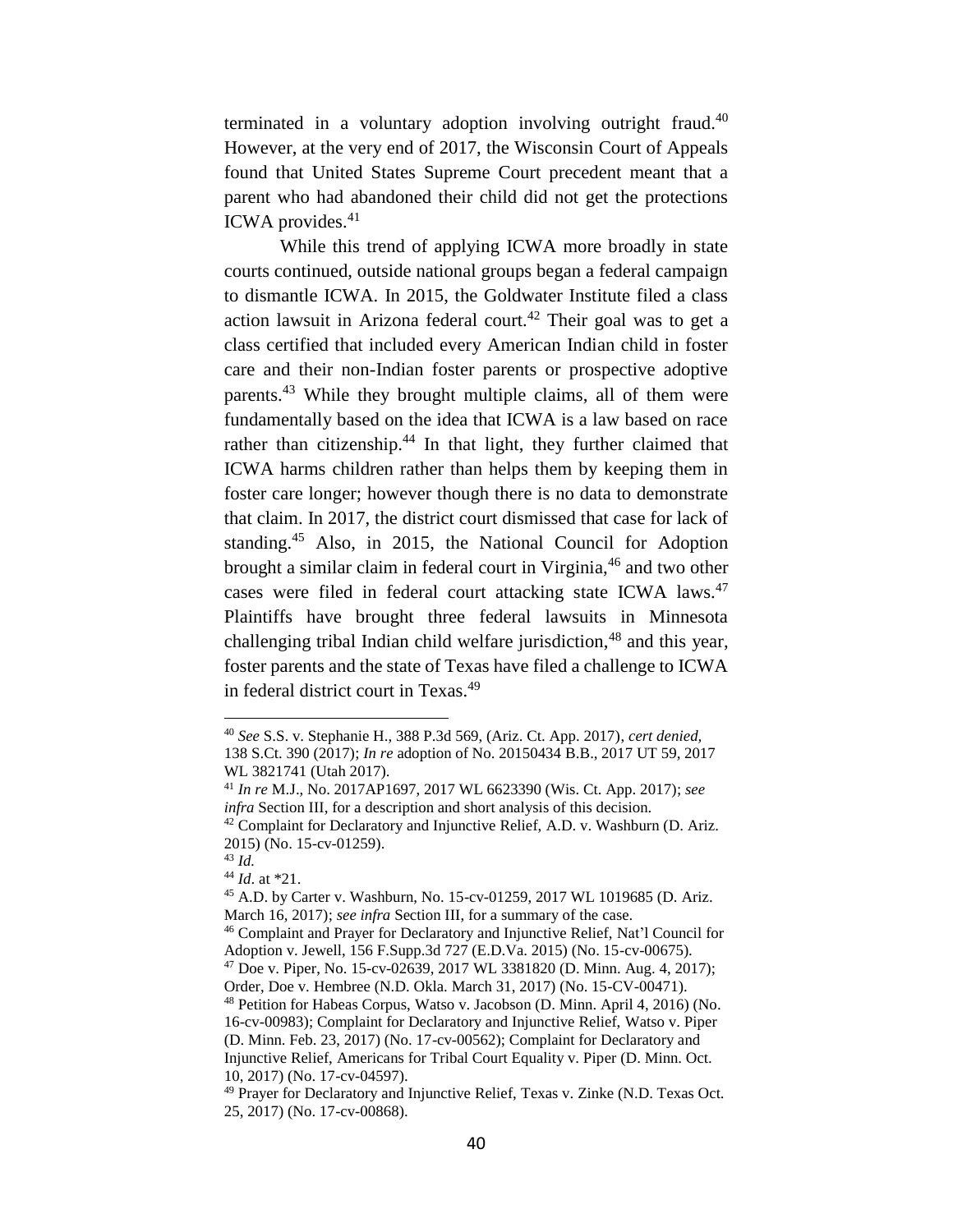terminated in a voluntary adoption involving outright fraud.[40] However, at the very end of 2017, the Wisconsin Court of Appeals found that United States Supreme Court precedent meant that a parent who had abandoned their child did not get the protections ICWA provides.[41]

While this trend of applying ICWA more broadly in state courts continued, outside national groups began a federal campaign to dismantle ICWA. In 2015, the Goldwater Institute filed a class action lawsuit in Arizona federal court.[42] Their goal was to get a class certified that included every American Indian child in foster care and their non-Indian foster parents or prospective adoptive parents.[43] While they brought multiple claims, all of them were fundamentally based on the idea that ICWA is a law based on race rather than citizenship.[44] In that light, they further claimed that ICWA harms children rather than helps them by keeping them in foster care longer; however though there is no data to demonstrate that claim. In 2017, the district court dismissed that case for lack of standing.[45] Also, in 2015, the National Council for Adoption brought a similar claim in federal court in Virginia,[46] and two other cases were filed in federal court attacking state ICWA laws.[47] Plaintiffs have brought three federal lawsuits in Minnesota challenging tribal Indian child welfare jurisdiction,[48] and this year, foster parents and the state of Texas have filed a challenge to ICWA in federal district court in Texas.[49]

---

[40] *See* S.S. v. Stephanie H., 388 P.3d 569, (Ariz. Ct. App. 2017), *cert denied,* 138 S.Ct. 390 (2017); *In re* adoption of No. 20150434 B.B., 2017 UT 59, 2017 WL 3821741 (Utah 2017).

[41] *In re* M.J., No. 2017AP1697, 2017 WL 6623390 (Wis. Ct. App. 2017); *see infra* Section III, for a description and short analysis of this decision.

[42] Complaint for Declaratory and Injunctive Relief, A.D. v. Washburn (D. Ariz. 2015) (No. 15-cv-01259).

[43] *Id.*

[44] *Id*. at *21.

[45] A.D. by Carter v. Washburn, No. 15-cv-01259, 2017 WL 1019685 (D. Ariz. March 16, 2017); *see infra* Section III, for a summary of the case.

[46] Complaint and Prayer for Declaratory and Injunctive Relief, Nat'l Council for Adoption v. Jewell, 156 F.Supp.3d 727 (E.D.Va. 2015) (No. 15-cv-00675).

[47] Doe v. Piper, No. 15-cv-02639, 2017 WL 3381820 (D. Minn. Aug. 4, 2017); Order, Doe v. Hembree (N.D. Okla. March 31, 2017) (No. 15-CV-00471).

[48] Petition for Habeas Corpus, Watso v. Jacobson (D. Minn. April 4, 2016) (No. 16-cv-00983); Complaint for Declaratory and Injunctive Relief, Watso v. Piper (D. Minn. Feb. 23, 2017) (No. 17-cv-00562); Complaint for Declaratory and Injunctive Relief, Americans for Tribal Court Equality v. Piper (D. Minn. Oct. 10, 2017) (No. 17-cv-04597).

[49] Prayer for Declaratory and Injunctive Relief, Texas v. Zinke (N.D. Texas Oct. 25, 2017) (No. 17-cv-00868).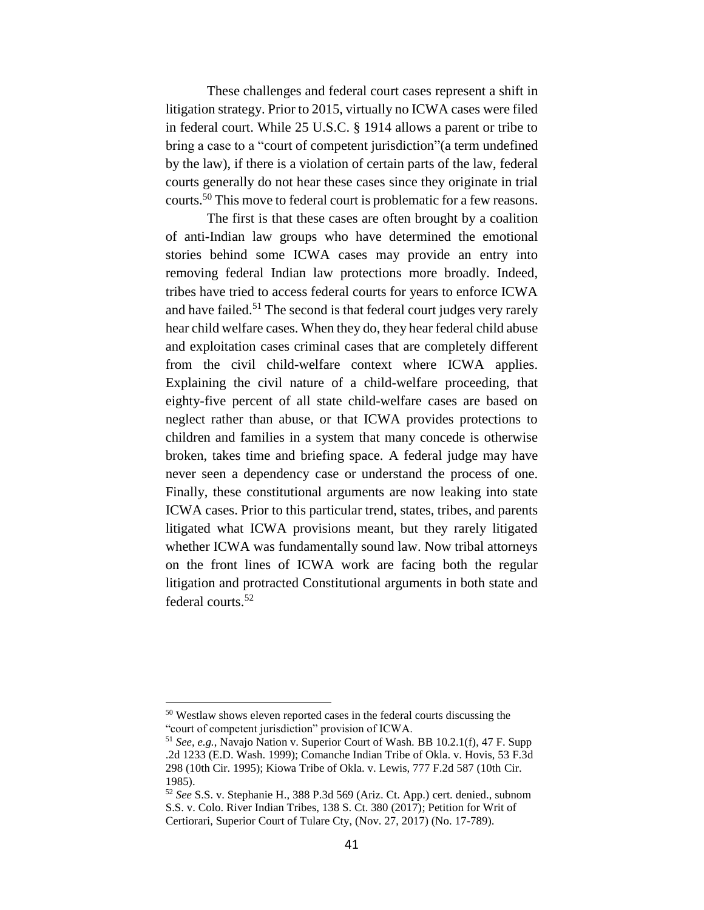These challenges and federal court cases represent a shift in litigation strategy. Prior to 2015, virtually no ICWA cases were filed in federal court. While 25 U.S.C. § 1914 allows a parent or tribe to bring a case to a "court of competent jurisdiction"(a term undefined by the law), if there is a violation of certain parts of the law, federal courts generally do not hear these cases since they originate in trial courts.[50] This move to federal court is problematic for a few reasons.

The first is that these cases are often brought by a coalition of anti-Indian law groups who have determined the emotional stories behind some ICWA cases may provide an entry into removing federal Indian law protections more broadly. Indeed, tribes have tried to access federal courts for years to enforce ICWA and have failed.[51] The second is that federal court judges very rarely hear child welfare cases. When they do, they hear federal child abuse and exploitation cases criminal cases that are completely different from the civil child-welfare context where ICWA applies. Explaining the civil nature of a child-welfare proceeding, that eighty-five percent of all state child-welfare cases are based on neglect rather than abuse, or that ICWA provides protections to children and families in a system that many concede is otherwise broken, takes time and briefing space. A federal judge may have never seen a dependency case or understand the process of one. Finally, these constitutional arguments are now leaking into state ICWA cases. Prior to this particular trend, states, tribes, and parents litigated what ICWA provisions meant, but they rarely litigated whether ICWA was fundamentally sound law. Now tribal attorneys on the front lines of ICWA work are facing both the regular litigation and protracted Constitutional arguments in both state and federal courts.[52]

---

[50] Westlaw shows eleven reported cases in the federal courts discussing the "court of competent jurisdiction" provision of ICWA.

[51] *See, e.g.*, Navajo Nation v. Superior Court of Wash. BB 10.2.1(f), 47 F. Supp .2d 1233 (E.D. Wash. 1999); Comanche Indian Tribe of Okla. v. Hovis, 53 F.3d 298 (10th Cir. 1995); Kiowa Tribe of Okla. v. Lewis, 777 F.2d 587 (10th Cir. 1985).

[52] *See* S.S. v. Stephanie H., 388 P.3d 569 (Ariz. Ct. App.) cert. denied., subnom S.S. v. Colo. River Indian Tribes, 138 S. Ct. 380 (2017); Petition for Writ of Certiorari, Superior Court of Tulare Cty, (Nov. 27, 2017) (No. 17-789).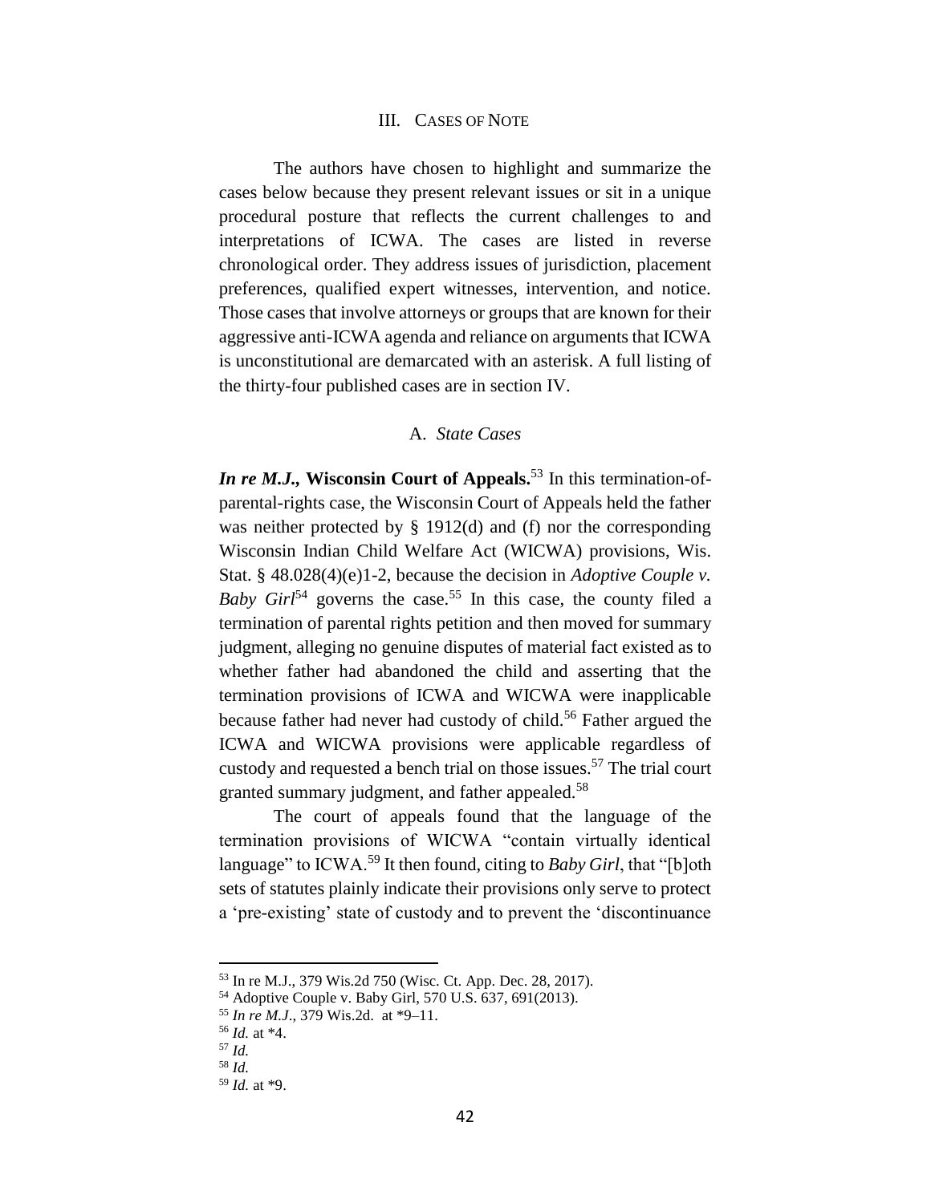## III. Cases of Note

The authors have chosen to highlight and summarize the cases below because they present relevant issues or sit in a unique procedural posture that reflects the current challenges to and interpretations of ICWA. The cases are listed in reverse chronological order. They address issues of jurisdiction, placement preferences, qualified expert witnesses, intervention, and notice. Those cases that involve attorneys or groups that are known for their aggressive anti-ICWA agenda and reliance on arguments that ICWA is unconstitutional are demarcated with an asterisk. A full listing of the thirty-four published cases are in section IV.

### A. *State Cases*

***In re M.J.*, Wisconsin Court of Appeals.**[53] In this termination-of-parental-rights case, the Wisconsin Court of Appeals held the father was neither protected by § 1912(d) and (f) nor the corresponding Wisconsin Indian Child Welfare Act (WICWA) provisions, Wis. Stat. § 48.028(4)(e)1-2, because the decision in *Adoptive Couple v. Baby Girl*[54] governs the case.[55] In this case, the county filed a termination of parental rights petition and then moved for summary judgment, alleging no genuine disputes of material fact existed as to whether father had abandoned the child and asserting that the termination provisions of ICWA and WICWA were inapplicable because father had never had custody of child.[56] Father argued the ICWA and WICWA provisions were applicable regardless of custody and requested a bench trial on those issues.[57] The trial court granted summary judgment, and father appealed.[58]

The court of appeals found that the language of the termination provisions of WICWA "contain virtually identical language" to ICWA.[59] It then found, citing to *Baby Girl*, that "[b]oth sets of statutes plainly indicate their provisions only serve to protect a 'pre-existing' state of custody and to prevent the 'discontinuance

---

[53] In re M.J., 379 Wis.2d 750 (Wisc. Ct. App. Dec. 28, 2017).

[54] Adoptive Couple v. Baby Girl, 570 U.S. 637, 691(2013).

[55] *In re M.J.*, 379 Wis.2d. at *9–11.

[56] *Id.* at *4.

[57] *Id.*

[58] *Id.*

[59] *Id.* at *9.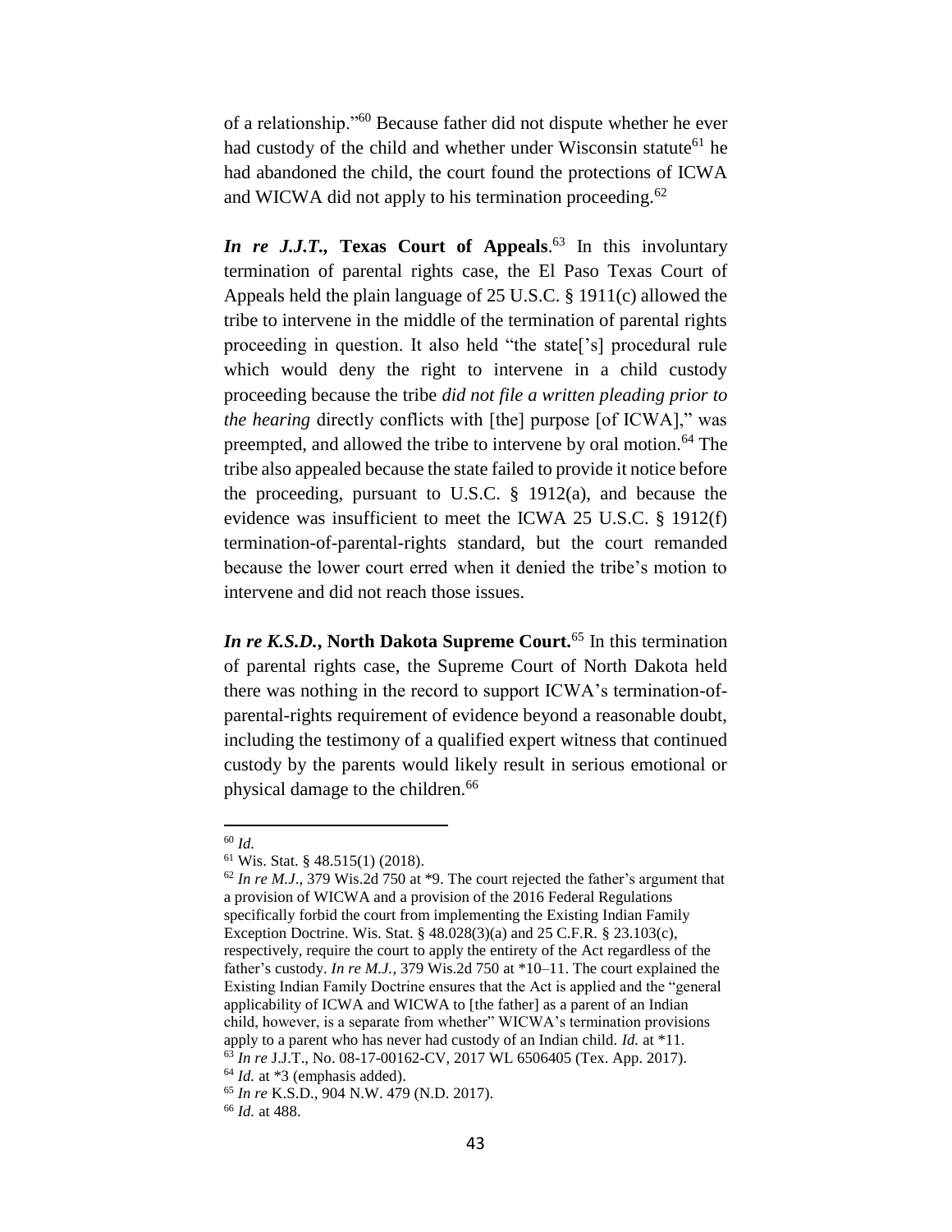of a relationship."[60] Because father did not dispute whether he ever had custody of the child and whether under Wisconsin statute[61] he had abandoned the child, the court found the protections of ICWA and WICWA did not apply to his termination proceeding.[62]

***In re J.J.T.*, Texas Court of Appeals**.[63] In this involuntary termination of parental rights case, the El Paso Texas Court of Appeals held the plain language of 25 U.S.C. § 1911(c) allowed the tribe to intervene in the middle of the termination of parental rights proceeding in question. It also held "the state['s] procedural rule which would deny the right to intervene in a child custody proceeding because the tribe *did not file a written pleading prior to the hearing* directly conflicts with [the] purpose [of ICWA]," was preempted, and allowed the tribe to intervene by oral motion.[64] The tribe also appealed because the state failed to provide it notice before the proceeding, pursuant to U.S.C. § 1912(a), and because the evidence was insufficient to meet the ICWA 25 U.S.C. § 1912(f) termination-of-parental-rights standard, but the court remanded because the lower court erred when it denied the tribe's motion to intervene and did not reach those issues.

***In re K.S.D.*, North Dakota Supreme Court.**[65] In this termination of parental rights case, the Supreme Court of North Dakota held there was nothing in the record to support ICWA's termination-of-parental-rights requirement of evidence beyond a reasonable doubt, including the testimony of a qualified expert witness that continued custody by the parents would likely result in serious emotional or physical damage to the children.[66]

---

[60] *Id.*

[61] Wis. Stat. § 48.515(1) (2018).

[62] *In re M.J*., 379 Wis.2d 750 at *9. The court rejected the father's argument that a provision of WICWA and a provision of the 2016 Federal Regulations specifically forbid the court from implementing the Existing Indian Family Exception Doctrine. Wis. Stat. § 48.028(3)(a) and 25 C.F.R. § 23.103(c), respectively, require the court to apply the entirety of the Act regardless of the father's custody. *In re M.J.*, 379 Wis.2d 750 at *10–11. The court explained the Existing Indian Family Doctrine ensures that the Act is applied and the "general applicability of ICWA and WICWA to [the father] as a parent of an Indian child, however, is a separate from whether" WICWA's termination provisions apply to a parent who has never had custody of an Indian child. *Id.* at *11.

[63] *In re* J.J.T., No. 08-17-00162-CV, 2017 WL 6506405 (Tex. App. 2017).

[64] *Id.* at *3 (emphasis added).

[65] *In re* K.S.D., 904 N.W. 479 (N.D. 2017).

[66] *Id.* at 488.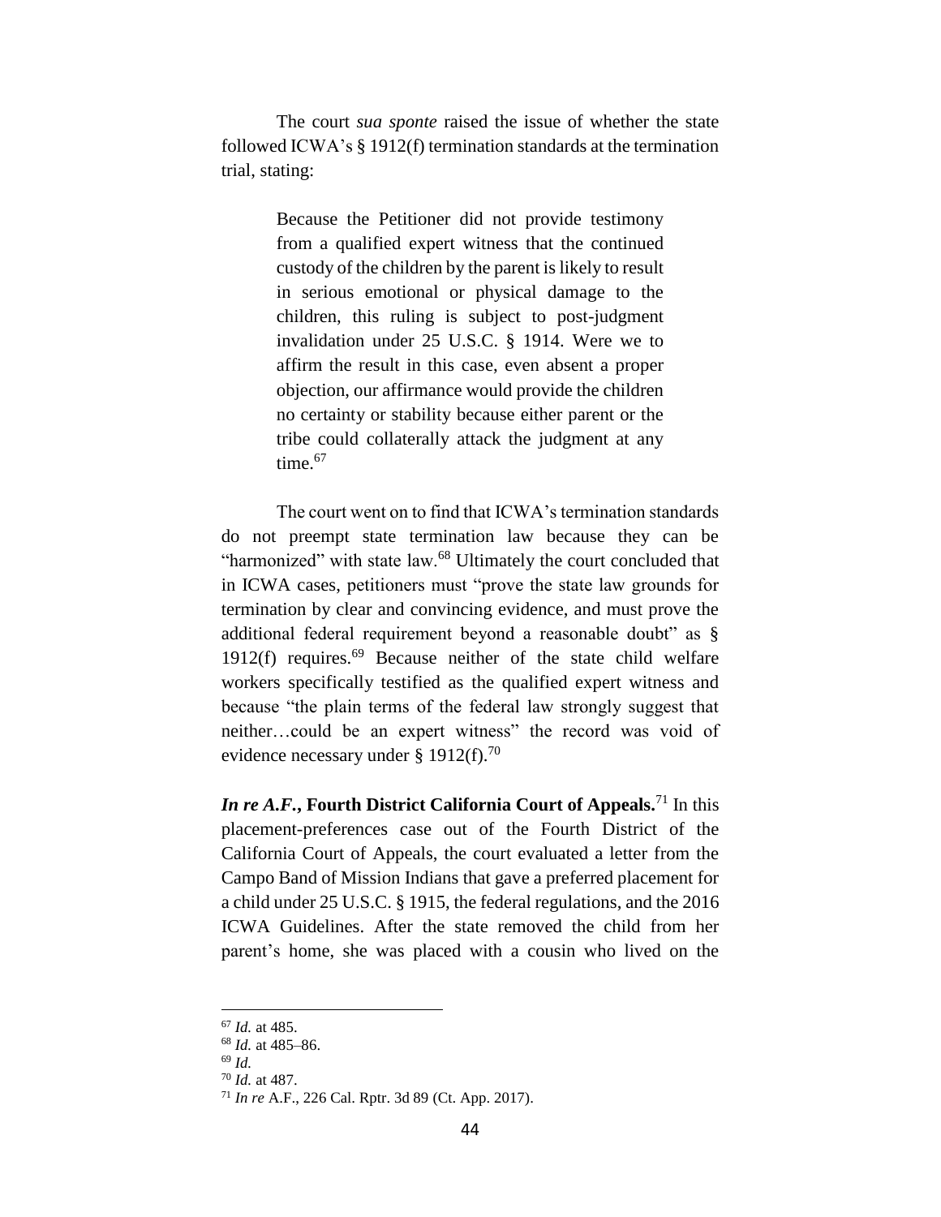The court *sua sponte* raised the issue of whether the state followed ICWA's § 1912(f) termination standards at the termination trial, stating:

> Because the Petitioner did not provide testimony from a qualified expert witness that the continued custody of the children by the parent is likely to result in serious emotional or physical damage to the children, this ruling is subject to post-judgment invalidation under 25 U.S.C. § 1914. Were we to affirm the result in this case, even absent a proper objection, our affirmance would provide the children no certainty or stability because either parent or the tribe could collaterally attack the judgment at any time.[67]

The court went on to find that ICWA's termination standards do not preempt state termination law because they can be "harmonized" with state law.[68] Ultimately the court concluded that in ICWA cases, petitioners must "prove the state law grounds for termination by clear and convincing evidence, and must prove the additional federal requirement beyond a reasonable doubt" as § 1912(f) requires.[69] Because neither of the state child welfare workers specifically testified as the qualified expert witness and because "the plain terms of the federal law strongly suggest that neither…could be an expert witness" the record was void of evidence necessary under § 1912(f).[70]

***In re A.F.*, Fourth District California Court of Appeals.**[71] In this placement-preferences case out of the Fourth District of the California Court of Appeals, the court evaluated a letter from the Campo Band of Mission Indians that gave a preferred placement for a child under 25 U.S.C. § 1915, the federal regulations, and the 2016 ICWA Guidelines. After the state removed the child from her parent's home, she was placed with a cousin who lived on the

---

[67] *Id.* at 485.

[68] *Id.* at 485–86.

[69] *Id.*

[70] *Id.* at 487.

[71] *In re* A.F., 226 Cal. Rptr. 3d 89 (Ct. App. 2017).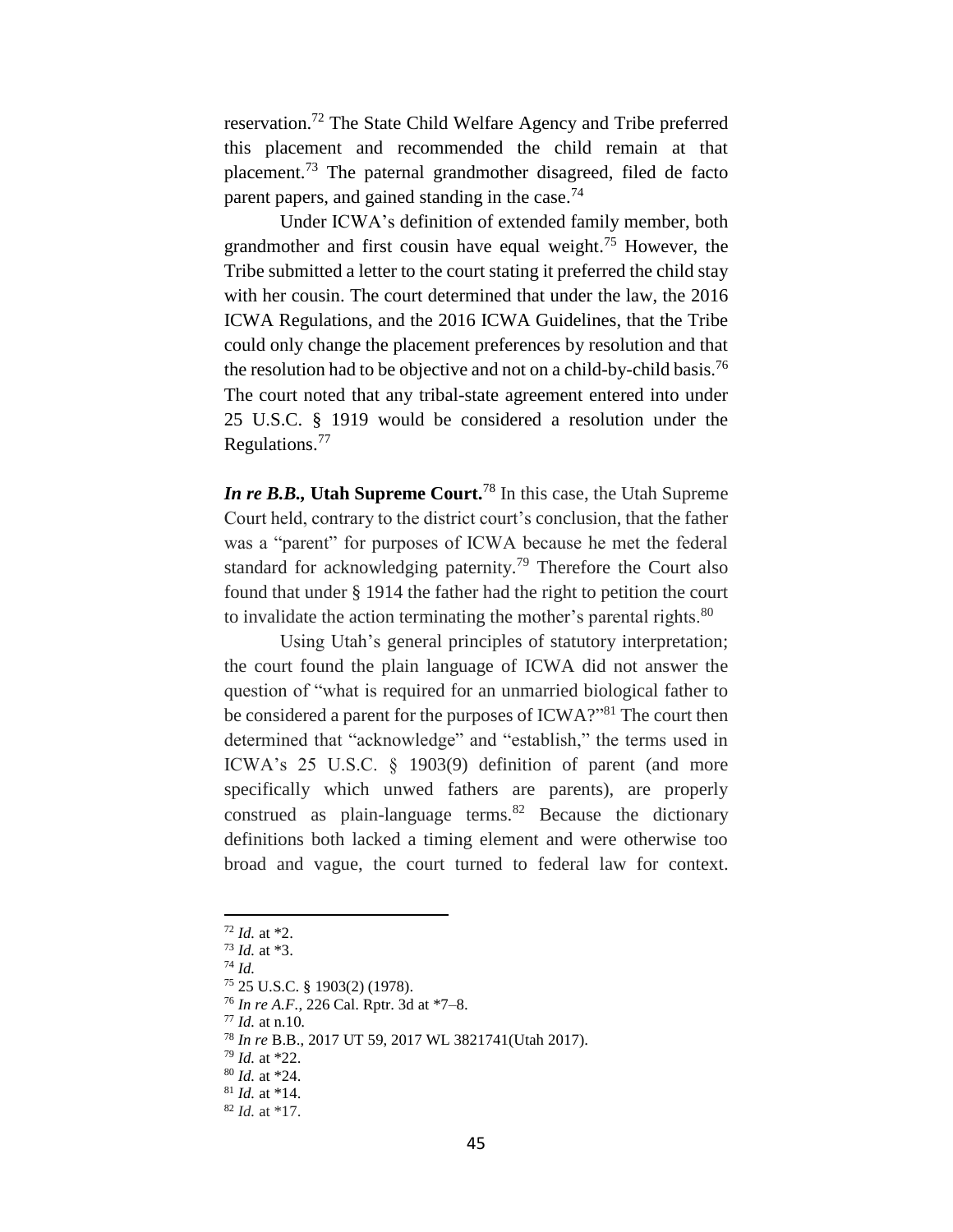reservation.[72] The State Child Welfare Agency and Tribe preferred this placement and recommended the child remain at that placement.[73] The paternal grandmother disagreed, filed de facto parent papers, and gained standing in the case.[74]

Under ICWA's definition of extended family member, both grandmother and first cousin have equal weight.[75] However, the Tribe submitted a letter to the court stating it preferred the child stay with her cousin. The court determined that under the law, the 2016 ICWA Regulations, and the 2016 ICWA Guidelines, that the Tribe could only change the placement preferences by resolution and that the resolution had to be objective and not on a child-by-child basis.[76] The court noted that any tribal-state agreement entered into under 25 U.S.C. § 1919 would be considered a resolution under the Regulations.[77]

***In re B.B.*, Utah Supreme Court.**[78] In this case, the Utah Supreme Court held, contrary to the district court's conclusion, that the father was a "parent" for purposes of ICWA because he met the federal standard for acknowledging paternity.[79] Therefore the Court also found that under § 1914 the father had the right to petition the court to invalidate the action terminating the mother's parental rights.[80]

Using Utah's general principles of statutory interpretation; the court found the plain language of ICWA did not answer the question of "what is required for an unmarried biological father to be considered a parent for the purposes of ICWA?"[81] The court then determined that "acknowledge" and "establish," the terms used in ICWA's 25 U.S.C. § 1903(9) definition of parent (and more specifically which unwed fathers are parents), are properly construed as plain-language terms.[82] Because the dictionary definitions both lacked a timing element and were otherwise too broad and vague, the court turned to federal law for context.

---

[72] *Id.* at *2.
[73] *Id.* at *3.
[74] *Id.*
[75] 25 U.S.C. § 1903(2) (1978).
[76] *In re A.F.*, 226 Cal. Rptr. 3d at *7–8.
[77] *Id.* at n.10.
[78] *In re* B.B., 2017 UT 59, 2017 WL 3821741(Utah 2017).
[79] *Id.* at *22.
[80] *Id.* at *24.
[81] *Id.* at *14.
[82] *Id.* at *17.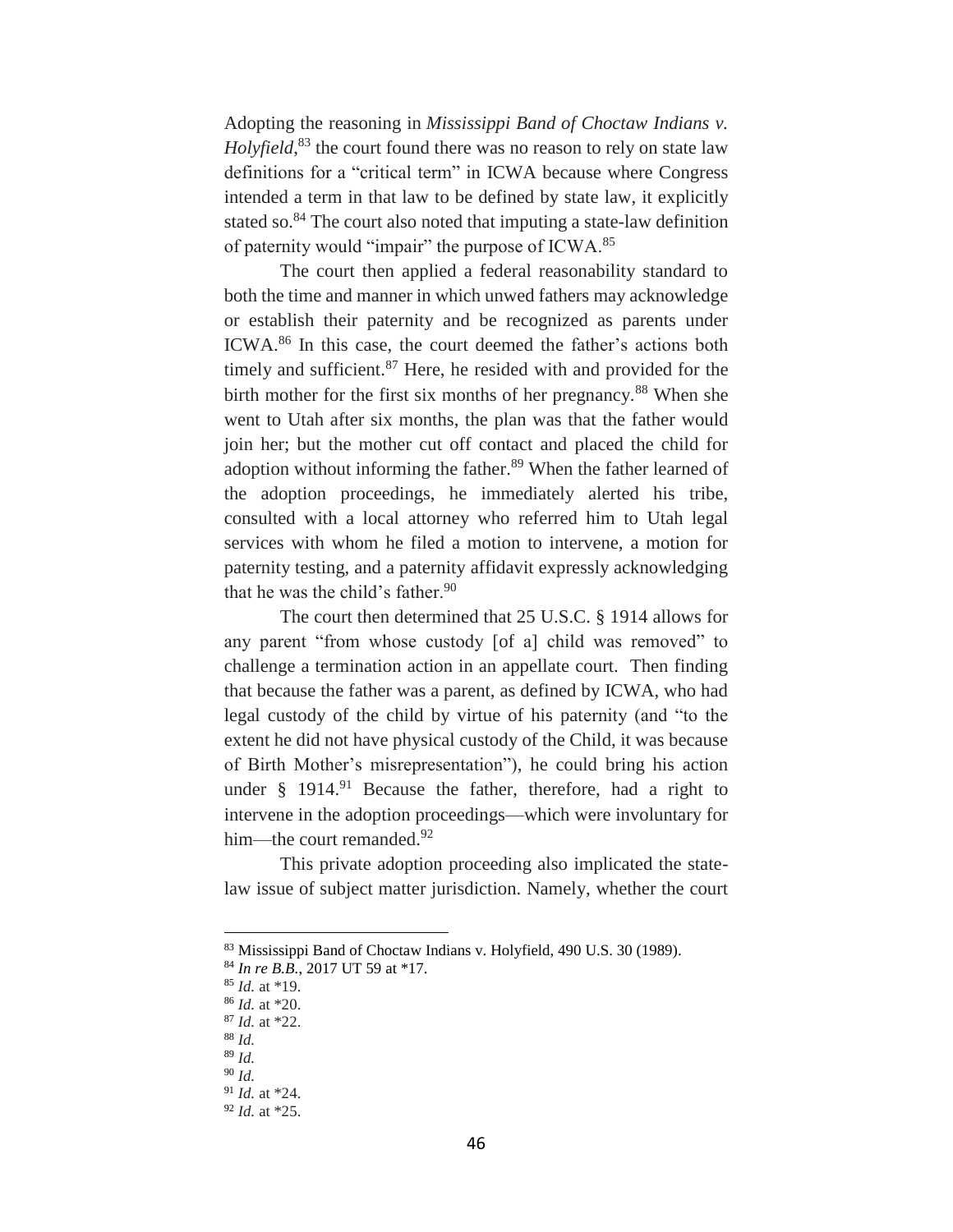Adopting the reasoning in *Mississippi Band of Choctaw Indians v. Holyfield*,[83] the court found there was no reason to rely on state law definitions for a "critical term" in ICWA because where Congress intended a term in that law to be defined by state law, it explicitly stated so.[84] The court also noted that imputing a state-law definition of paternity would "impair" the purpose of ICWA.[85]

The court then applied a federal reasonability standard to both the time and manner in which unwed fathers may acknowledge or establish their paternity and be recognized as parents under ICWA.[86] In this case, the court deemed the father's actions both timely and sufficient.[87] Here, he resided with and provided for the birth mother for the first six months of her pregnancy.[88] When she went to Utah after six months, the plan was that the father would join her; but the mother cut off contact and placed the child for adoption without informing the father.[89] When the father learned of the adoption proceedings, he immediately alerted his tribe, consulted with a local attorney who referred him to Utah legal services with whom he filed a motion to intervene, a motion for paternity testing, and a paternity affidavit expressly acknowledging that he was the child's father.[90]

The court then determined that 25 U.S.C. § 1914 allows for any parent "from whose custody [of a] child was removed" to challenge a termination action in an appellate court. Then finding that because the father was a parent, as defined by ICWA, who had legal custody of the child by virtue of his paternity (and "to the extent he did not have physical custody of the Child, it was because of Birth Mother's misrepresentation"), he could bring his action under § 1914.[91] Because the father, therefore, had a right to intervene in the adoption proceedings—which were involuntary for him—the court remanded.[92]

This private adoption proceeding also implicated the state-law issue of subject matter jurisdiction. Namely, whether the court

---

[83] Mississippi Band of Choctaw Indians v. Holyfield, 490 U.S. 30 (1989).

[84] *In re B.B.*, 2017 UT 59 at *17.

[85] *Id.* at *19.

[86] *Id.* at *20.

[87] *Id.* at *22.

[88] *Id.*

[89] *Id.*

[90] *Id.*

[91] *Id.* at *24.

[92] *Id.* at *25.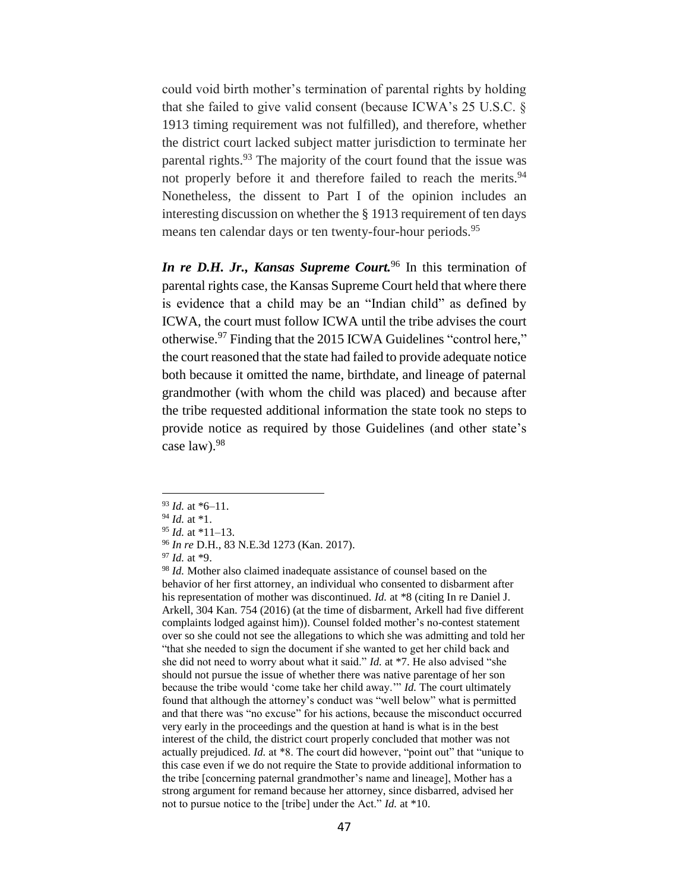could void birth mother's termination of parental rights by holding that she failed to give valid consent (because ICWA's 25 U.S.C. § 1913 timing requirement was not fulfilled), and therefore, whether the district court lacked subject matter jurisdiction to terminate her parental rights.[93] The majority of the court found that the issue was not properly before it and therefore failed to reach the merits.[94] Nonetheless, the dissent to Part I of the opinion includes an interesting discussion on whether the § 1913 requirement of ten days means ten calendar days or ten twenty-four-hour periods.[95]

***In re D.H. Jr., Kansas Supreme Court.***[96] In this termination of parental rights case, the Kansas Supreme Court held that where there is evidence that a child may be an "Indian child" as defined by ICWA, the court must follow ICWA until the tribe advises the court otherwise.[97] Finding that the 2015 ICWA Guidelines "control here," the court reasoned that the state had failed to provide adequate notice both because it omitted the name, birthdate, and lineage of paternal grandmother (with whom the child was placed) and because after the tribe requested additional information the state took no steps to provide notice as required by those Guidelines (and other state's case law).[98]

---

[93] *Id.* at *6–11.

[94] *Id.* at *1.

[95] *Id.* at *11–13.

[96] *In re* D.H., 83 N.E.3d 1273 (Kan. 2017).

[97] *Id.* at *9.

[98] *Id.* Mother also claimed inadequate assistance of counsel based on the behavior of her first attorney, an individual who consented to disbarment after his representation of mother was discontinued. *Id.* at *8 (citing In re Daniel J. Arkell, 304 Kan. 754 (2016) (at the time of disbarment, Arkell had five different complaints lodged against him)). Counsel folded mother's no-contest statement over so she could not see the allegations to which she was admitting and told her "that she needed to sign the document if she wanted to get her child back and she did not need to worry about what it said." *Id.* at *7. He also advised "she should not pursue the issue of whether there was native parentage of her son because the tribe would 'come take her child away.'" *Id.* The court ultimately found that although the attorney's conduct was "well below" what is permitted and that there was "no excuse" for his actions, because the misconduct occurred very early in the proceedings and the question at hand is what is in the best interest of the child, the district court properly concluded that mother was not actually prejudiced. *Id.* at *8. The court did however, "point out" that "unique to this case even if we do not require the State to provide additional information to the tribe [concerning paternal grandmother's name and lineage], Mother has a strong argument for remand because her attorney, since disbarred, advised her not to pursue notice to the [tribe] under the Act." *Id.* at *10.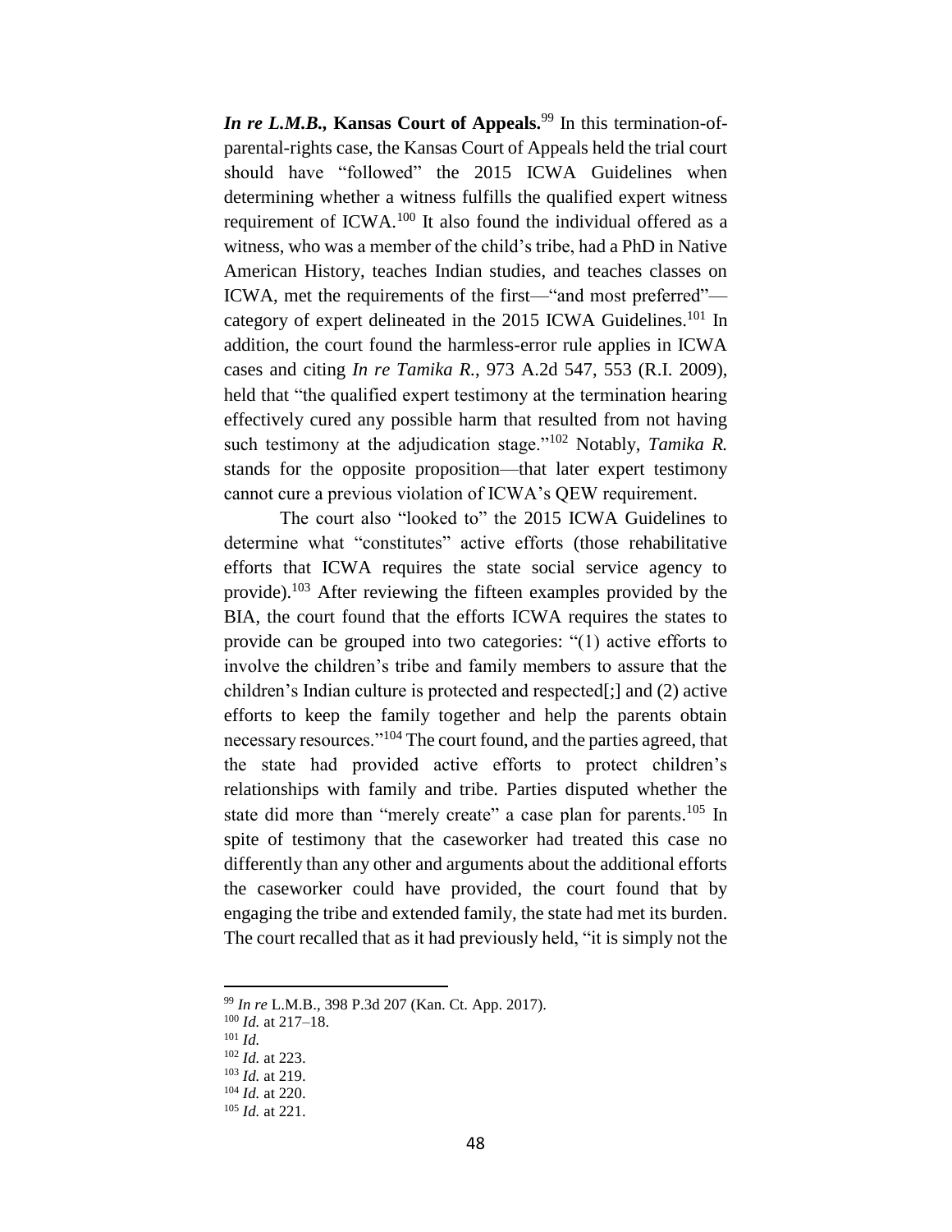***In re L.M.B.*, Kansas Court of Appeals.**[99] In this termination-of-parental-rights case, the Kansas Court of Appeals held the trial court should have "followed" the 2015 ICWA Guidelines when determining whether a witness fulfills the qualified expert witness requirement of ICWA.[100] It also found the individual offered as a witness, who was a member of the child's tribe, had a PhD in Native American History, teaches Indian studies, and teaches classes on ICWA, met the requirements of the first—"and most preferred"—category of expert delineated in the 2015 ICWA Guidelines.[101] In addition, the court found the harmless-error rule applies in ICWA cases and citing *In re Tamika R.*, 973 A.2d 547, 553 (R.I. 2009), held that "the qualified expert testimony at the termination hearing effectively cured any possible harm that resulted from not having such testimony at the adjudication stage."[102] Notably, *Tamika R.* stands for the opposite proposition—that later expert testimony cannot cure a previous violation of ICWA's QEW requirement.

The court also "looked to" the 2015 ICWA Guidelines to determine what "constitutes" active efforts (those rehabilitative efforts that ICWA requires the state social service agency to provide).[103] After reviewing the fifteen examples provided by the BIA, the court found that the efforts ICWA requires the states to provide can be grouped into two categories: "(1) active efforts to involve the children's tribe and family members to assure that the children's Indian culture is protected and respected[;] and (2) active efforts to keep the family together and help the parents obtain necessary resources."[104] The court found, and the parties agreed, that the state had provided active efforts to protect children's relationships with family and tribe. Parties disputed whether the state did more than "merely create" a case plan for parents.[105] In spite of testimony that the caseworker had treated this case no differently than any other and arguments about the additional efforts the caseworker could have provided, the court found that by engaging the tribe and extended family, the state had met its burden. The court recalled that as it had previously held, "it is simply not the

---

[99] *In re* L.M.B., 398 P.3d 207 (Kan. Ct. App. 2017).

[100] *Id.* at 217–18.

[101] *Id.*

[102] *Id.* at 223.

[103] *Id.* at 219.

[104] *Id.* at 220.

[105] *Id.* at 221.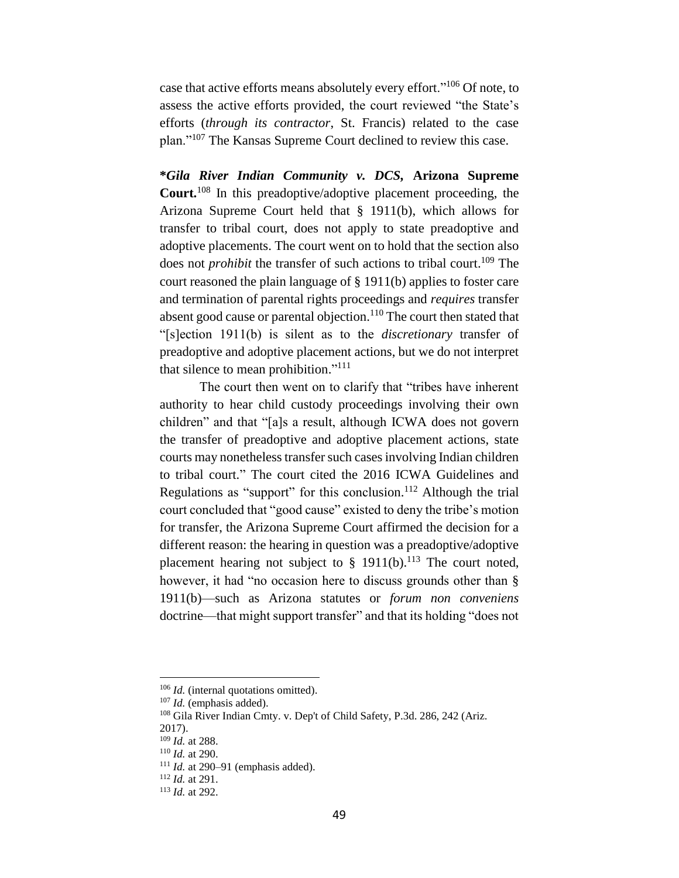case that active efforts means absolutely every effort."[106] Of note, to assess the active efforts provided, the court reviewed "the State's efforts (*through its contractor*, St. Francis) related to the case plan."[107] The Kansas Supreme Court declined to review this case.

***Gila River Indian Community v. DCS*, Arizona Supreme Court.**[108] In this preadoptive/adoptive placement proceeding, the Arizona Supreme Court held that § 1911(b), which allows for transfer to tribal court, does not apply to state preadoptive and adoptive placements. The court went on to hold that the section also does not *prohibit* the transfer of such actions to tribal court.[109] The court reasoned the plain language of § 1911(b) applies to foster care and termination of parental rights proceedings and *requires* transfer absent good cause or parental objection.[110] The court then stated that "[s]ection 1911(b) is silent as to the *discretionary* transfer of preadoptive and adoptive placement actions, but we do not interpret that silence to mean prohibition."[111]

The court then went on to clarify that "tribes have inherent authority to hear child custody proceedings involving their own children" and that "[a]s a result, although ICWA does not govern the transfer of preadoptive and adoptive placement actions, state courts may nonetheless transfer such cases involving Indian children to tribal court." The court cited the 2016 ICWA Guidelines and Regulations as "support" for this conclusion.[112] Although the trial court concluded that "good cause" existed to deny the tribe's motion for transfer, the Arizona Supreme Court affirmed the decision for a different reason: the hearing in question was a preadoptive/adoptive placement hearing not subject to § 1911(b).[113] The court noted, however, it had "no occasion here to discuss grounds other than § 1911(b)—such as Arizona statutes or *forum non conveniens* doctrine—that might support transfer" and that its holding "does not

---

[106] *Id.* (internal quotations omitted).

[107] *Id.* (emphasis added).

[108] Gila River Indian Cmty. v. Dep't of Child Safety, P.3d. 286, 242 (Ariz. 2017).

[109] *Id.* at 288.

[110] *Id.* at 290.

[111] *Id.* at 290–91 (emphasis added).

[112] *Id.* at 291.

[113] *Id.* at 292.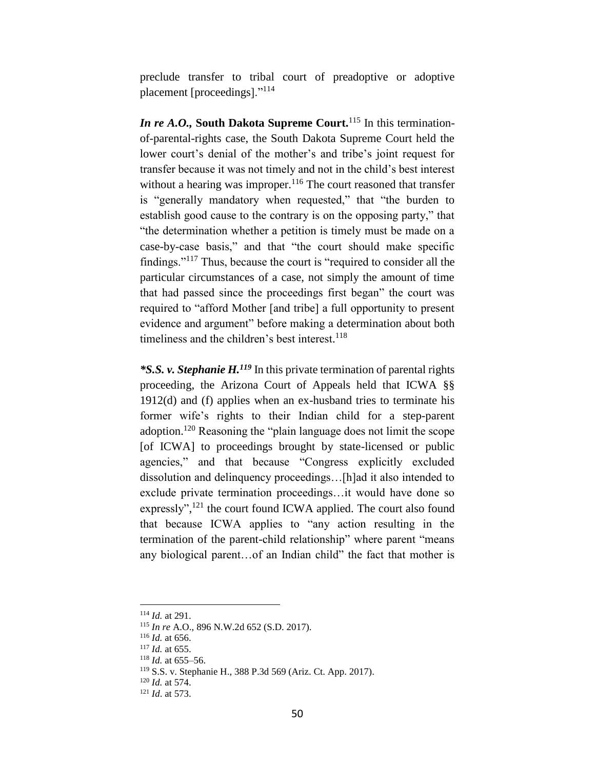preclude transfer to tribal court of preadoptive or adoptive placement [proceedings]."[114]

***In re A.O.,* South Dakota Supreme Court.**[115] In this termination-of-parental-rights case, the South Dakota Supreme Court held the lower court's denial of the mother's and tribe's joint request for transfer because it was not timely and not in the child's best interest without a hearing was improper.[116] The court reasoned that transfer is "generally mandatory when requested," that "the burden to establish good cause to the contrary is on the opposing party," that "the determination whether a petition is timely must be made on a case-by-case basis," and that "the court should make specific findings."[117] Thus, because the court is "required to consider all the particular circumstances of a case, not simply the amount of time that had passed since the proceedings first began" the court was required to "afford Mother [and tribe] a full opportunity to present evidence and argument" before making a determination about both timeliness and the children's best interest.[118]

***\*S.S. v. Stephanie H.***[119] In this private termination of parental rights proceeding, the Arizona Court of Appeals held that ICWA §§ 1912(d) and (f) applies when an ex-husband tries to terminate his former wife's rights to their Indian child for a step-parent adoption.[120] Reasoning the "plain language does not limit the scope [of ICWA] to proceedings brought by state-licensed or public agencies," and that because "Congress explicitly excluded dissolution and delinquency proceedings…[h]ad it also intended to exclude private termination proceedings…it would have done so expressly",[121] the court found ICWA applied. The court also found that because ICWA applies to "any action resulting in the termination of the parent-child relationship" where parent "means any biological parent…of an Indian child" the fact that mother is

---

[114] *Id.* at 291.

[115] *In re* A.O., 896 N.W.2d 652 (S.D. 2017).

[116] *Id.* at 656.

[117] *Id.* at 655.

[118] *Id.* at 655–56.

[119] S.S. v. Stephanie H., 388 P.3d 569 (Ariz. Ct. App. 2017).

[120] *Id.* at 574.

[121] *Id*. at 573.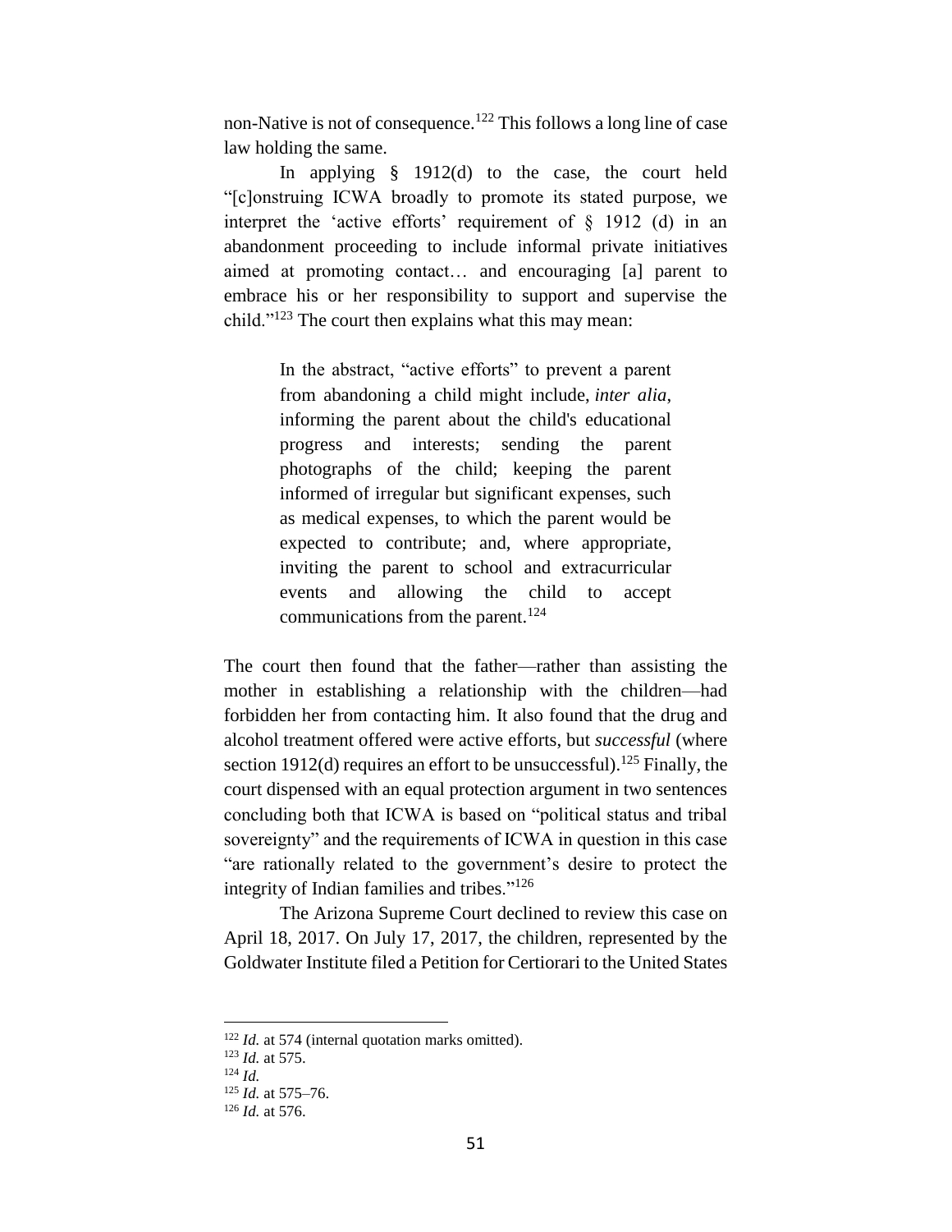non-Native is not of consequence.[122] This follows a long line of case law holding the same.

In applying § 1912(d) to the case, the court held "[c]onstruing ICWA broadly to promote its stated purpose, we interpret the 'active efforts' requirement of § 1912 (d) in an abandonment proceeding to include informal private initiatives aimed at promoting contact… and encouraging [a] parent to embrace his or her responsibility to support and supervise the child."[123] The court then explains what this may mean:

> In the abstract, "active efforts" to prevent a parent from abandoning a child might include, *inter alia*, informing the parent about the child's educational progress and interests; sending the parent photographs of the child; keeping the parent informed of irregular but significant expenses, such as medical expenses, to which the parent would be expected to contribute; and, where appropriate, inviting the parent to school and extracurricular events and allowing the child to accept communications from the parent.[124]

The court then found that the father—rather than assisting the mother in establishing a relationship with the children—had forbidden her from contacting him. It also found that the drug and alcohol treatment offered were active efforts, but *successful* (where section 1912(d) requires an effort to be unsuccessful).[125] Finally, the court dispensed with an equal protection argument in two sentences concluding both that ICWA is based on "political status and tribal sovereignty" and the requirements of ICWA in question in this case "are rationally related to the government's desire to protect the integrity of Indian families and tribes."[126]

The Arizona Supreme Court declined to review this case on April 18, 2017. On July 17, 2017, the children, represented by the Goldwater Institute filed a Petition for Certiorari to the United States

---

[122] *Id.* at 574 (internal quotation marks omitted).

[123] *Id.* at 575.

[124] *Id.*

[125] *Id.* at 575–76.

[126] *Id.* at 576.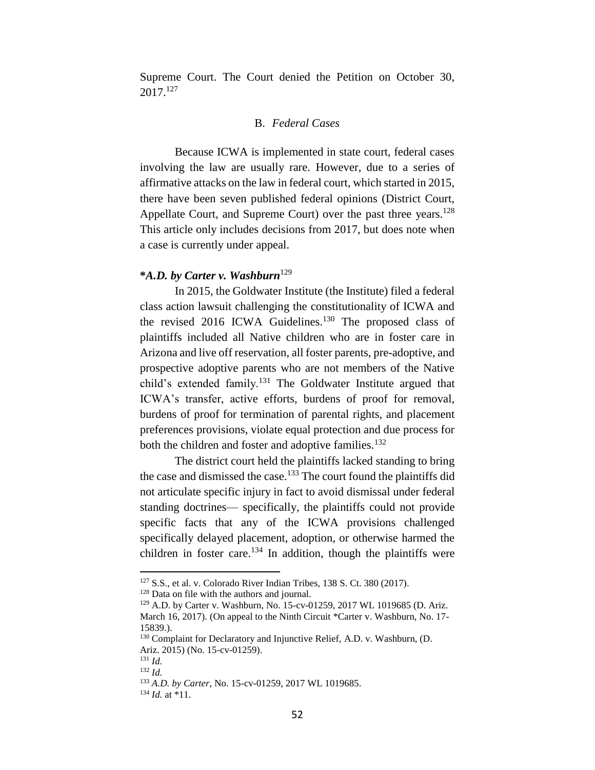Supreme Court. The Court denied the Petition on October 30, 2017.[127]

### B. *Federal Cases*

Because ICWA is implemented in state court, federal cases involving the law are usually rare. However, due to a series of affirmative attacks on the law in federal court, which started in 2015, there have been seven published federal opinions (District Court, Appellate Court, and Supreme Court) over the past three years.[128] This article only includes decisions from 2017, but does note when a case is currently under appeal.

**\*A.D. by Carter v. Washburn**[129]

In 2015, the Goldwater Institute (the Institute) filed a federal class action lawsuit challenging the constitutionality of ICWA and the revised 2016 ICWA Guidelines.[130] The proposed class of plaintiffs included all Native children who are in foster care in Arizona and live off reservation, all foster parents, pre-adoptive, and prospective adoptive parents who are not members of the Native child's extended family.[131] The Goldwater Institute argued that ICWA's transfer, active efforts, burdens of proof for removal, burdens of proof for termination of parental rights, and placement preferences provisions, violate equal protection and due process for both the children and foster and adoptive families.[132]

The district court held the plaintiffs lacked standing to bring the case and dismissed the case.[133] The court found the plaintiffs did not articulate specific injury in fact to avoid dismissal under federal standing doctrines— specifically, the plaintiffs could not provide specific facts that any of the ICWA provisions challenged specifically delayed placement, adoption, or otherwise harmed the children in foster care.[134] In addition, though the plaintiffs were

---

[127] S.S., et al. v. Colorado River Indian Tribes, 138 S. Ct. 380 (2017).

[128] Data on file with the authors and journal.

[129] A.D. by Carter v. Washburn, No. 15-cv-01259, 2017 WL 1019685 (D. Ariz. March 16, 2017). (On appeal to the Ninth Circuit *Carter v. Washburn, No. 17-15839.).

[130] Complaint for Declaratory and Injunctive Relief, A.D. v. Washburn, (D. Ariz. 2015) (No. 15-cv-01259).

[131] *Id.*

[132] *Id.*

[133] *A.D. by Carter*, No. 15-cv-01259, 2017 WL 1019685.

[134] *Id.* at *11.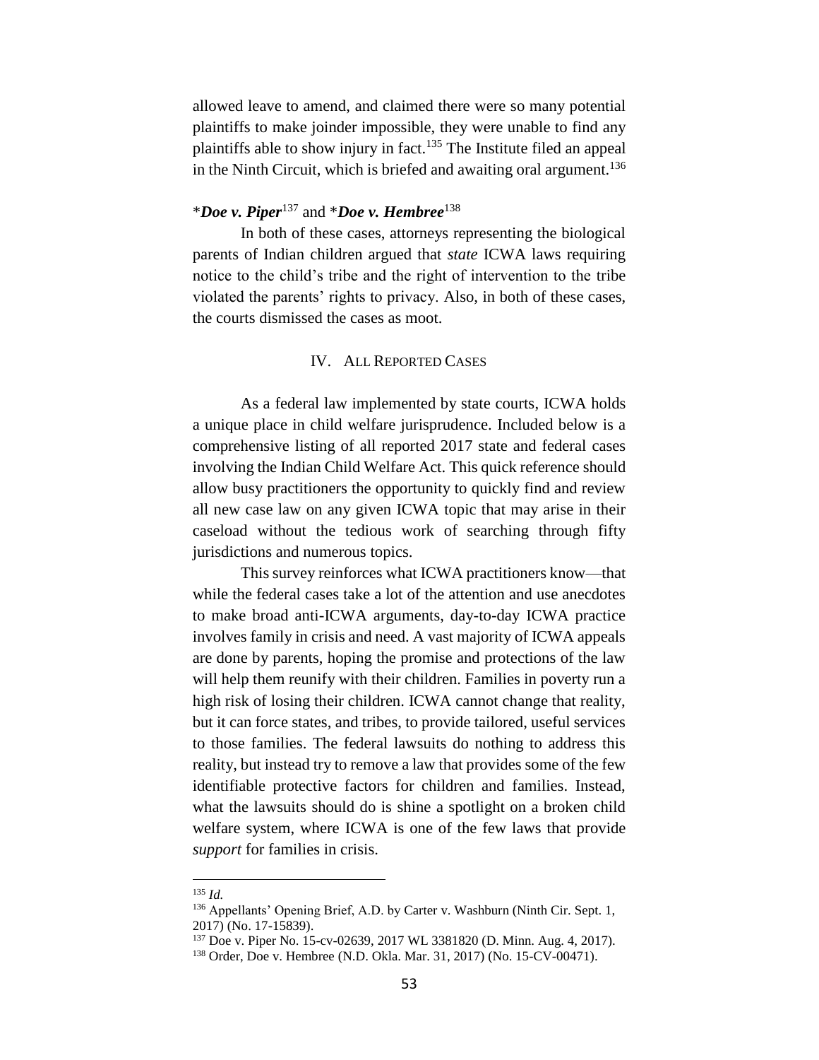allowed leave to amend, and claimed there were so many potential plaintiffs to make joinder impossible, they were unable to find any plaintiffs able to show injury in fact.[135] The Institute filed an appeal in the Ninth Circuit, which is briefed and awaiting oral argument.[136]

### \**Doe v. Piper*[137] and \**Doe v. Hembree*[138]

In both of these cases, attorneys representing the biological parents of Indian children argued that *state* ICWA laws requiring notice to the child's tribe and the right of intervention to the tribe violated the parents' rights to privacy. Also, in both of these cases, the courts dismissed the cases as moot.

## IV. ALL REPORTED CASES

As a federal law implemented by state courts, ICWA holds a unique place in child welfare jurisprudence. Included below is a comprehensive listing of all reported 2017 state and federal cases involving the Indian Child Welfare Act. This quick reference should allow busy practitioners the opportunity to quickly find and review all new case law on any given ICWA topic that may arise in their caseload without the tedious work of searching through fifty jurisdictions and numerous topics.

This survey reinforces what ICWA practitioners know—that while the federal cases take a lot of the attention and use anecdotes to make broad anti-ICWA arguments, day-to-day ICWA practice involves family in crisis and need. A vast majority of ICWA appeals are done by parents, hoping the promise and protections of the law will help them reunify with their children. Families in poverty run a high risk of losing their children. ICWA cannot change that reality, but it can force states, and tribes, to provide tailored, useful services to those families. The federal lawsuits do nothing to address this reality, but instead try to remove a law that provides some of the few identifiable protective factors for children and families. Instead, what the lawsuits should do is shine a spotlight on a broken child welfare system, where ICWA is one of the few laws that provide *support* for families in crisis.

---

[135] *Id.*

[136] Appellants' Opening Brief, A.D. by Carter v. Washburn (Ninth Cir. Sept. 1, 2017) (No. 17-15839).

[137] Doe v. Piper No. 15-cv-02639, 2017 WL 3381820 (D. Minn. Aug. 4, 2017).

[138] Order, Doe v. Hembree (N.D. Okla. Mar. 31, 2017) (No. 15-CV-00471).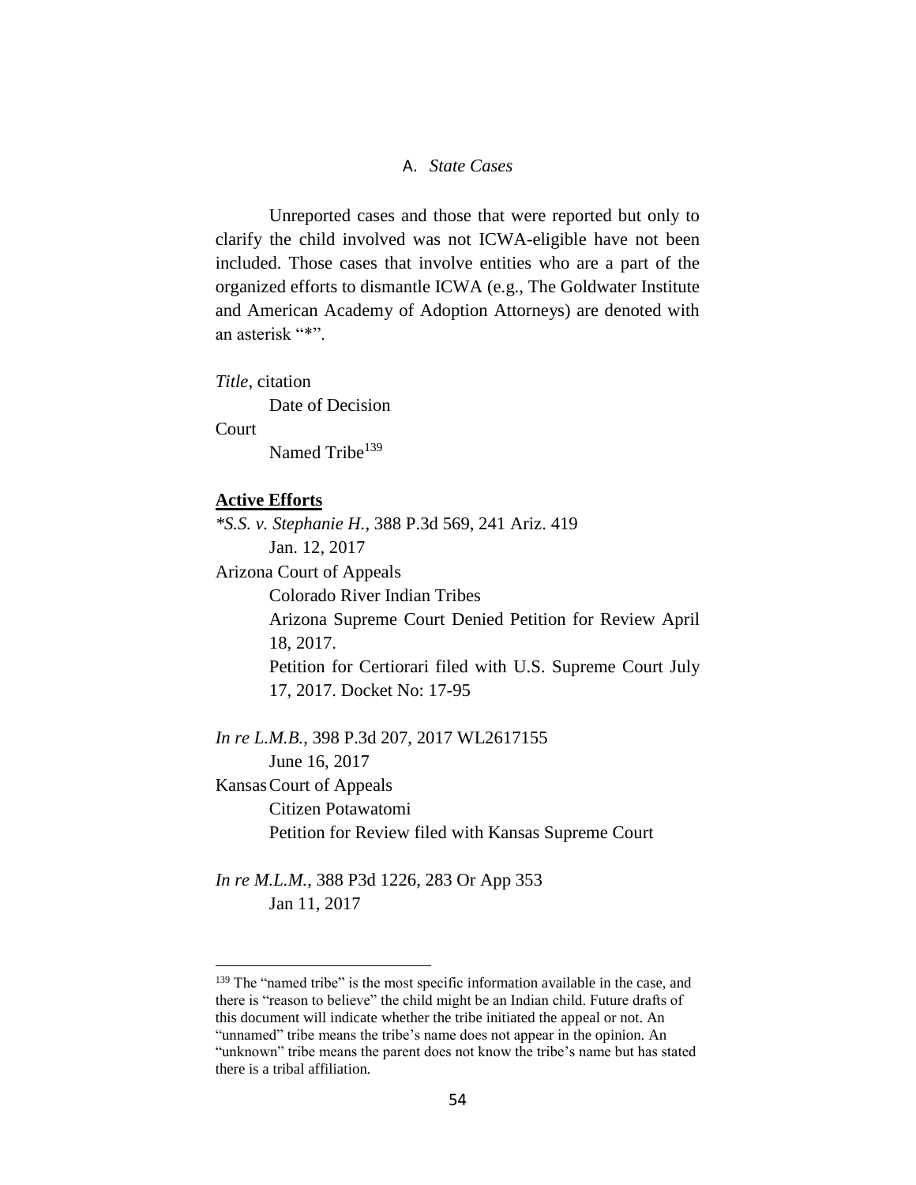### A. *State Cases*

Unreported cases and those that were reported but only to clarify the child involved was not ICWA-eligible have not been included. Those cases that involve entities who are a part of the organized efforts to dismantle ICWA (e.g., The Goldwater Institute and American Academy of Adoption Attorneys) are denoted with an asterisk "*".

*Title*, citation
    Date of Decision
Court
    Named Tribe[139]

**Active Efforts**

*\*S.S. v. Stephanie H.*, 388 P.3d 569, 241 Ariz. 419
    Jan. 12, 2017
Arizona Court of Appeals
    Colorado River Indian Tribes
    Arizona Supreme Court Denied Petition for Review April 18, 2017.
    Petition for Certiorari filed with U.S. Supreme Court July 17, 2017. Docket No: 17-95

*In re L.M.B.*, 398 P.3d 207, 2017 WL2617155
    June 16, 2017
Kansas Court of Appeals
    Citizen Potawatomi
    Petition for Review filed with Kansas Supreme Court

*In re M.L.M.*, 388 P3d 1226, 283 Or App 353
    Jan 11, 2017

[139] The "named tribe" is the most specific information available in the case, and there is "reason to believe" the child might be an Indian child. Future drafts of this document will indicate whether the tribe initiated the appeal or not. An "unnamed" tribe means the tribe's name does not appear in the opinion. An "unknown" tribe means the parent does not know the tribe's name but has stated there is a tribal affiliation.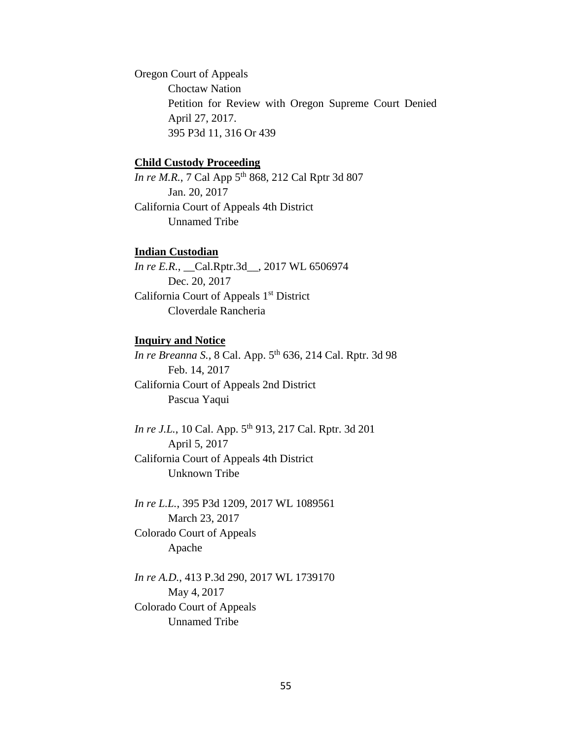Oregon Court of Appeals

Choctaw Nation

Petition for Review with Oregon Supreme Court Denied April 27, 2017.

395 P3d 11, 316 Or 439

**Child Custody Proceeding**

*In re M.R.*, 7 Cal App 5th 868, 212 Cal Rptr 3d 807

Jan. 20, 2017

California Court of Appeals 4th District

Unnamed Tribe

**Indian Custodian**

*In re E.R.*, __Cal.Rptr.3d__, 2017 WL 6506974

Dec. 20, 2017

California Court of Appeals 1st District

Cloverdale Rancheria

**Inquiry and Notice**

*In re Breanna S.*, 8 Cal. App. 5th 636, 214 Cal. Rptr. 3d 98

Feb. 14, 2017

California Court of Appeals 2nd District

Pascua Yaqui

*In re J.L.*, 10 Cal. App. 5th 913, 217 Cal. Rptr. 3d 201

April 5, 2017

California Court of Appeals 4th District

Unknown Tribe

*In re L.L.*, 395 P3d 1209, 2017 WL 1089561

March 23, 2017

Colorado Court of Appeals

Apache

*In re A.D.*, 413 P.3d 290, 2017 WL 1739170

May 4, 2017

Colorado Court of Appeals

Unnamed Tribe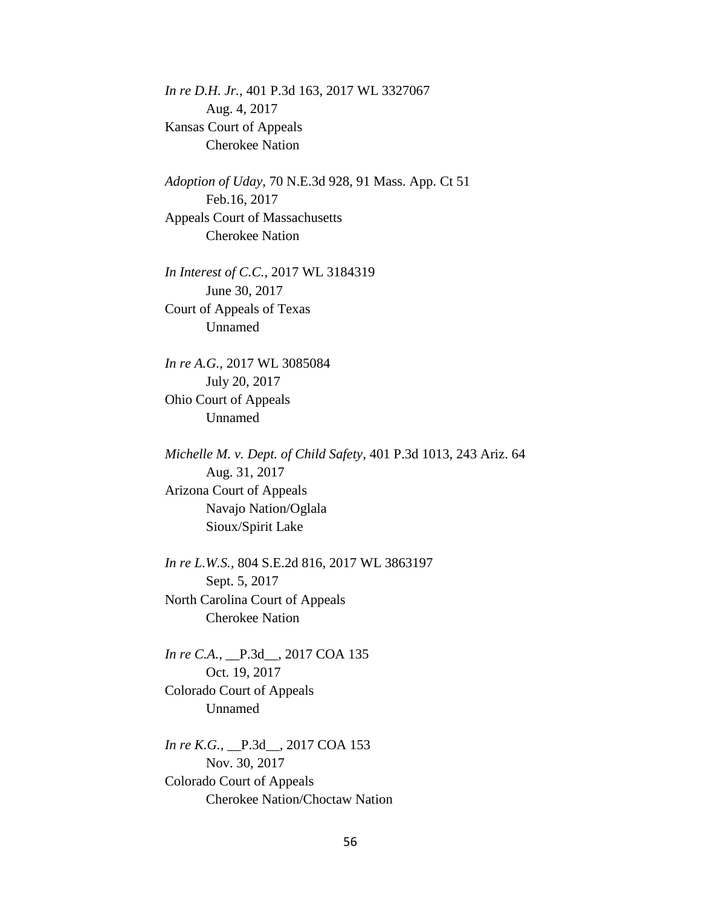*In re D.H. Jr.*, 401 P.3d 163, 2017 WL 3327067
    Aug. 4, 2017
Kansas Court of Appeals
    Cherokee Nation

*Adoption of Uday*, 70 N.E.3d 928, 91 Mass. App. Ct 51
    Feb.16, 2017
Appeals Court of Massachusetts
    Cherokee Nation

*In Interest of C.C.*, 2017 WL 3184319
    June 30, 2017
Court of Appeals of Texas
    Unnamed

*In re A.G.*, 2017 WL 3085084
    July 20, 2017
Ohio Court of Appeals
    Unnamed

*Michelle M. v. Dept. of Child Safety*, 401 P.3d 1013, 243 Ariz. 64
    Aug. 31, 2017
Arizona Court of Appeals
    Navajo Nation/Oglala Sioux/Spirit Lake

*In re L.W.S.*, 804 S.E.2d 816, 2017 WL 3863197
    Sept. 5, 2017
North Carolina Court of Appeals
    Cherokee Nation

*In re C.A.*, __P.3d__, 2017 COA 135
    Oct. 19, 2017
Colorado Court of Appeals
    Unnamed

*In re K.G.*, __P.3d__, 2017 COA 153
    Nov. 30, 2017
Colorado Court of Appeals
    Cherokee Nation/Choctaw Nation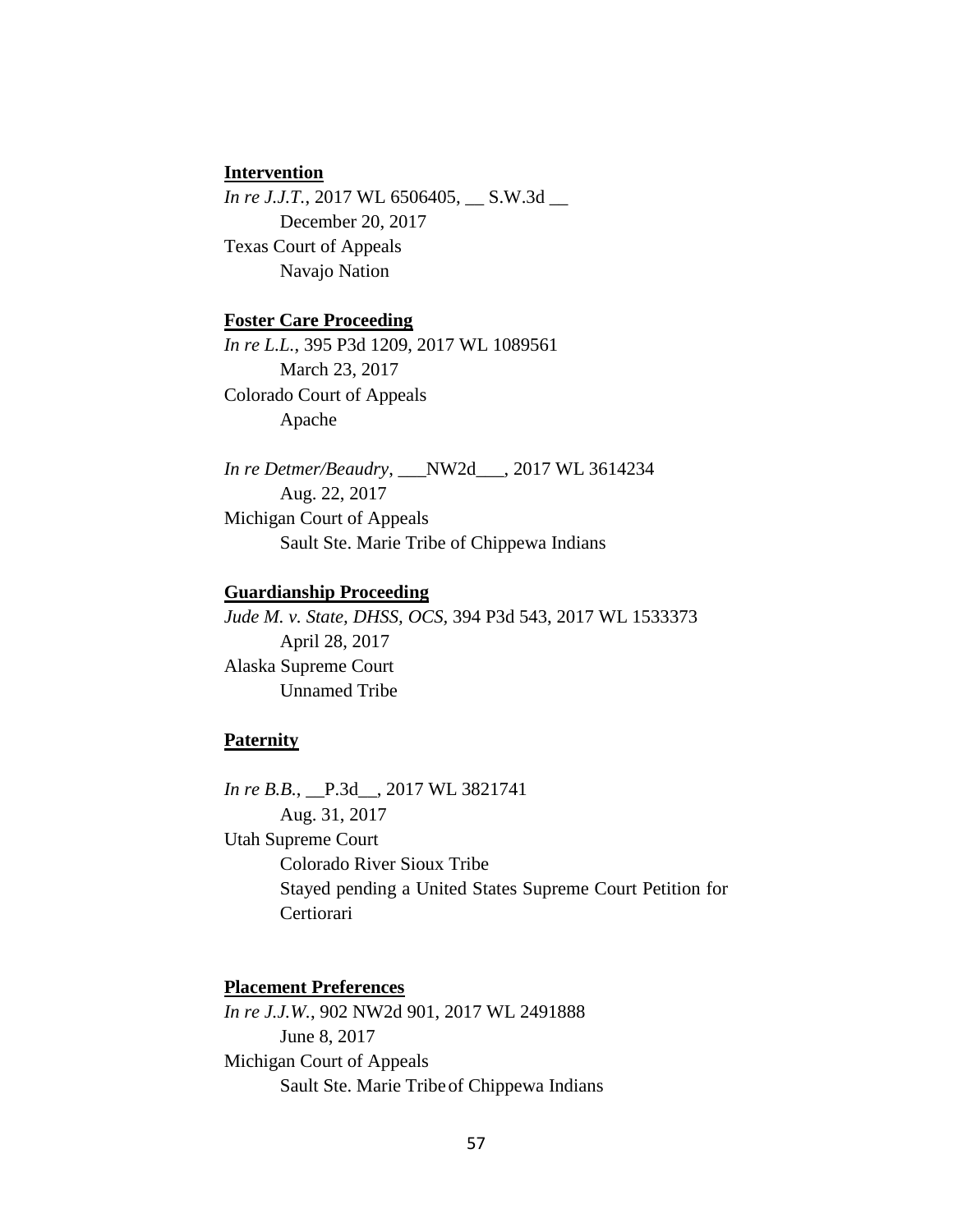**Intervention**

*In re J.J.T.*, 2017 WL 6506405, __ S.W.3d __
   December 20, 2017
Texas Court of Appeals
   Navajo Nation

**Foster Care Proceeding**

*In re L.L.*, 395 P3d 1209, 2017 WL 1089561
   March 23, 2017
Colorado Court of Appeals
   Apache

*In re Detmer/Beaudry*, ___NW2d___, 2017 WL 3614234
   Aug. 22, 2017
Michigan Court of Appeals
   Sault Ste. Marie Tribe of Chippewa Indians

**Guardianship Proceeding**

*Jude M. v. State, DHSS, OCS*, 394 P3d 543, 2017 WL 1533373
   April 28, 2017
Alaska Supreme Court
   Unnamed Tribe

**Paternity**

*In re B.B.*, __P.3d__, 2017 WL 3821741
   Aug. 31, 2017
Utah Supreme Court
   Colorado River Sioux Tribe
   Stayed pending a United States Supreme Court Petition for Certiorari

**Placement Preferences**

*In re J.J.W.*, 902 NW2d 901, 2017 WL 2491888
   June 8, 2017
Michigan Court of Appeals
   Sault Ste. Marie Tribe of Chippewa Indians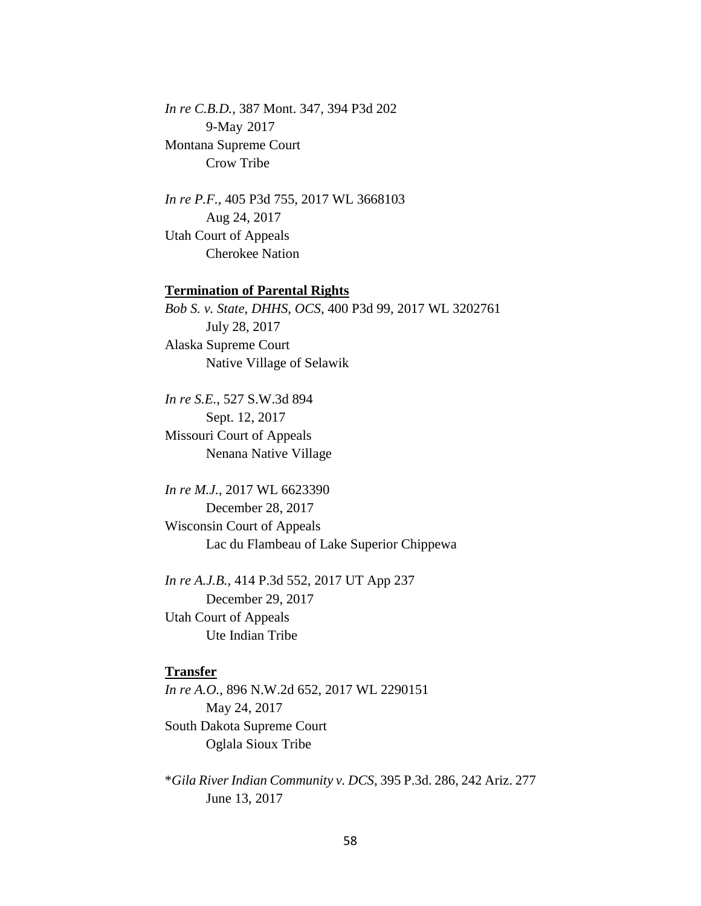*In re C.B.D.*, 387 Mont. 347, 394 P3d 202
    9-May 2017
Montana Supreme Court
    Crow Tribe

*In re P.F.*, 405 P3d 755, 2017 WL 3668103
    Aug 24, 2017
Utah Court of Appeals
    Cherokee Nation

**Termination of Parental Rights**

*Bob S. v. State, DHHS, OCS*, 400 P3d 99, 2017 WL 3202761
    July 28, 2017
Alaska Supreme Court
    Native Village of Selawik

*In re S.E.*, 527 S.W.3d 894
    Sept. 12, 2017
Missouri Court of Appeals
    Nenana Native Village

*In re M.J.*, 2017 WL 6623390
    December 28, 2017
Wisconsin Court of Appeals
    Lac du Flambeau of Lake Superior Chippewa

*In re A.J.B.*, 414 P.3d 552, 2017 UT App 237
    December 29, 2017
Utah Court of Appeals
    Ute Indian Tribe

**Transfer**

*In re A.O.*, 896 N.W.2d 652, 2017 WL 2290151
    May 24, 2017
South Dakota Supreme Court
    Oglala Sioux Tribe

*Gila River Indian Community v. DCS*, 395 P.3d. 286, 242 Ariz. 277
    June 13, 2017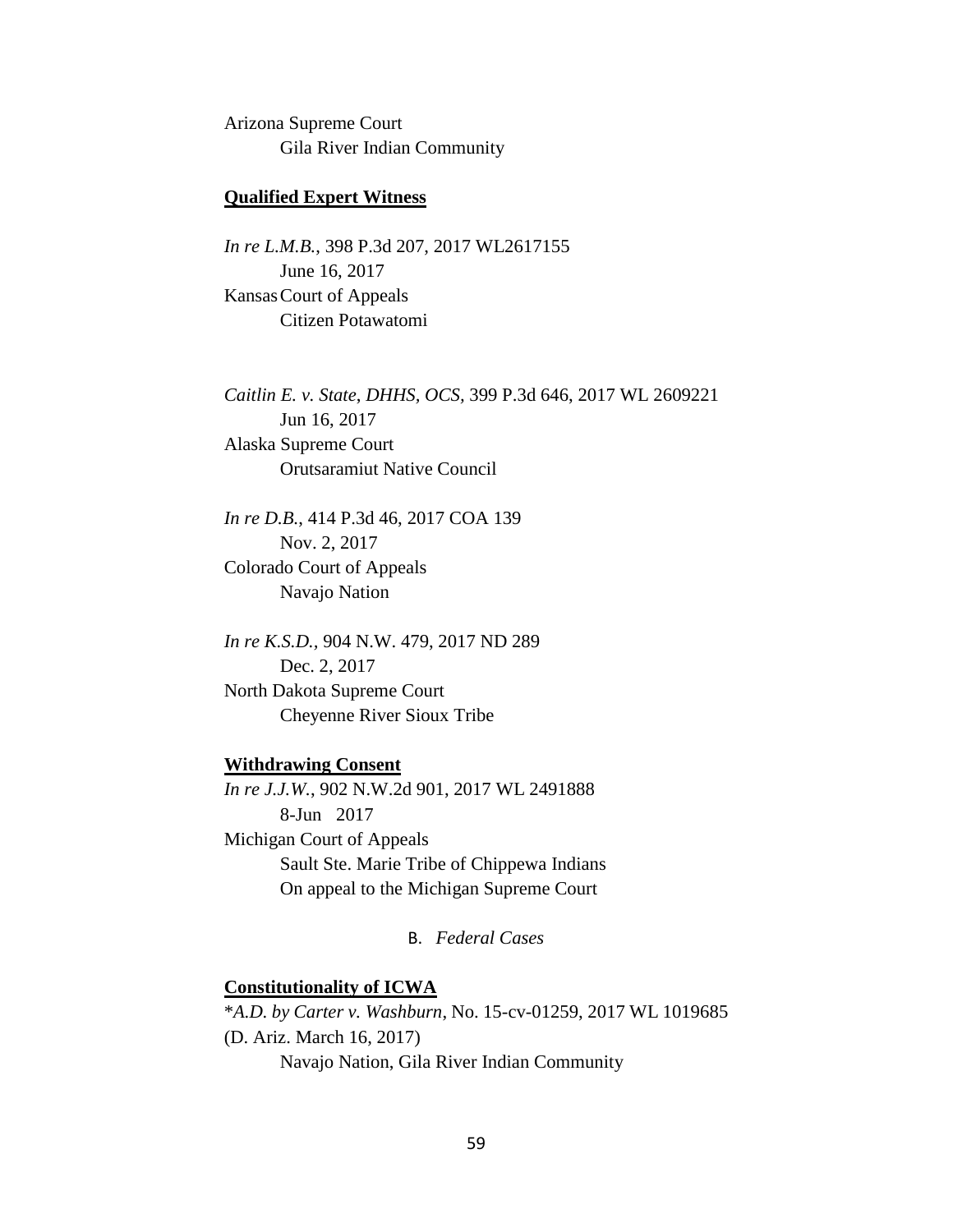Arizona Supreme Court

Gila River Indian Community

**Qualified Expert Witness**

*In re L.M.B.*, 398 P.3d 207, 2017 WL2617155

June 16, 2017

Kansas Court of Appeals

Citizen Potawatomi

*Caitlin E. v. State, DHHS, OCS*, 399 P.3d 646, 2017 WL 2609221

Jun 16, 2017

Alaska Supreme Court

Orutsaramiut Native Council

*In re D.B.*, 414 P.3d 46, 2017 COA 139

Nov. 2, 2017

Colorado Court of Appeals

Navajo Nation

*In re K.S.D.*, 904 N.W. 479, 2017 ND 289

Dec. 2, 2017

North Dakota Supreme Court

Cheyenne River Sioux Tribe

**Withdrawing Consent**

*In re J.J.W.*, 902 N.W.2d 901, 2017 WL 2491888

8-Jun 2017

Michigan Court of Appeals

Sault Ste. Marie Tribe of Chippewa Indians

On appeal to the Michigan Supreme Court

B. *Federal Cases*

**Constitutionality of ICWA**

**A.D. by Carter v. Washburn*, No. 15-cv-01259, 2017 WL 1019685 (D. Ariz. March 16, 2017)

Navajo Nation, Gila River Indian Community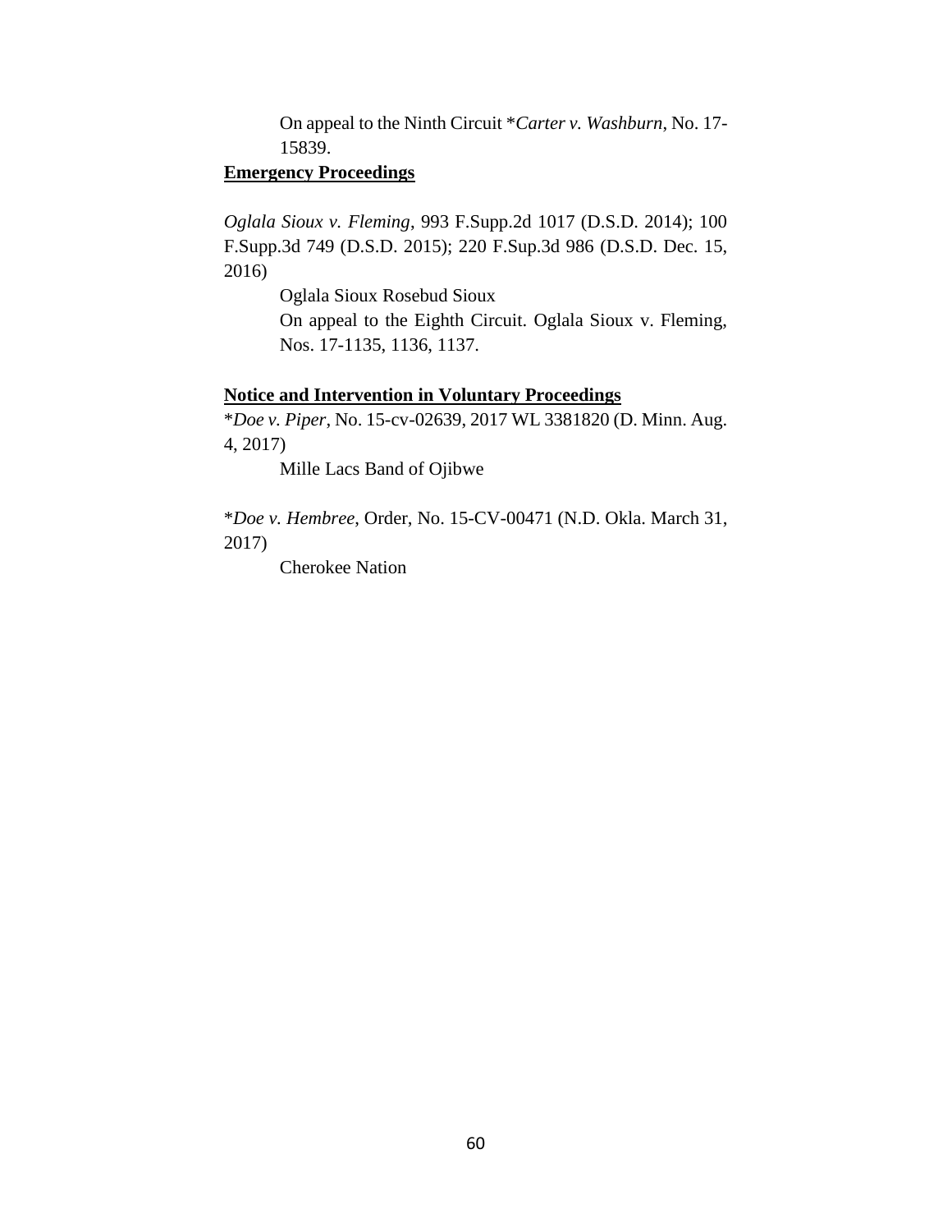On appeal to the Ninth Circuit **Carter v. Washburn*, No. 17-15839.

**Emergency Proceedings**

*Oglala Sioux v. Fleming*, 993 F.Supp.2d 1017 (D.S.D. 2014); 100 F.Supp.3d 749 (D.S.D. 2015); 220 F.Sup.3d 986 (D.S.D. Dec. 15, 2016)

Oglala Sioux Rosebud Sioux

On appeal to the Eighth Circuit. Oglala Sioux v. Fleming, Nos. 17-1135, 1136, 1137.

**Notice and Intervention in Voluntary Proceedings**

**Doe v. Piper*, No. 15-cv-02639, 2017 WL 3381820 (D. Minn. Aug. 4, 2017)

Mille Lacs Band of Ojibwe

**Doe v. Hembree*, Order, No. 15-CV-00471 (N.D. Okla. March 31, 2017)

Cherokee Nation